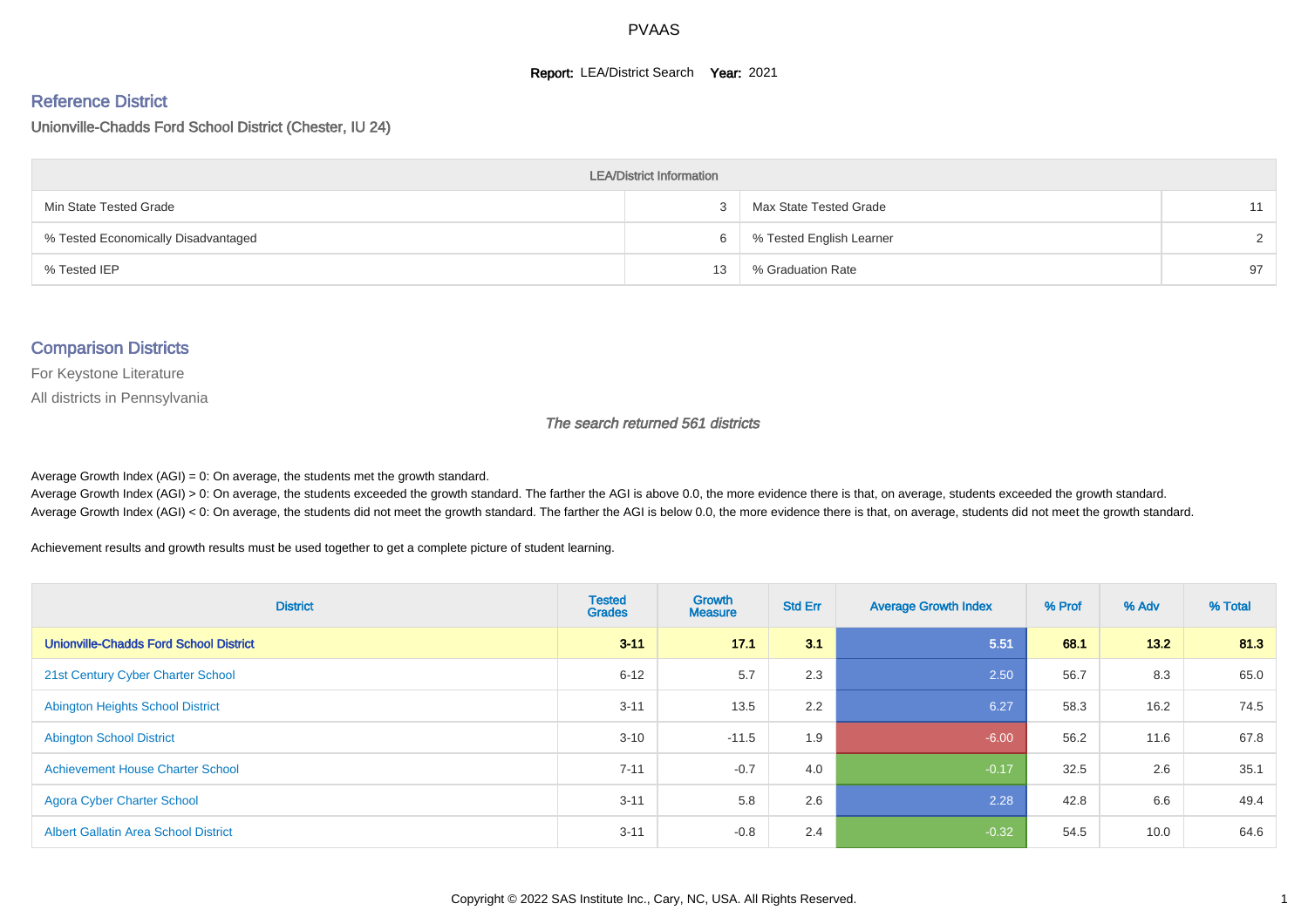# PVAAS

**Report:** LEA/District Search **Year:** 2021

## Reference District

Unionville-Chadds Ford School District (Chester, IU 24)

| LEA/District Information | | | |
|---|---|---|---|
| Min State Tested Grade | 3 | Max State Tested Grade | 11 |
| % Tested Economically Disadvantaged | 6 | % Tested English Learner | 2 |
| % Tested IEP | 13 | % Graduation Rate | 97 |

## Comparison Districts

For Keystone Literature

All districts in Pennsylvania

*The search returned 561 districts*

Average Growth Index (AGI) = 0: On average, the students met the growth standard.
Average Growth Index (AGI) > 0: On average, the students exceeded the growth standard. The farther the AGI is above 0.0, the more evidence there is that, on average, students exceeded the growth standard.
Average Growth Index (AGI) < 0: On average, the students did not meet the growth standard. The farther the AGI is below 0.0, the more evidence there is that, on average, students did not meet the growth standard.

Achievement results and growth results must be used together to get a complete picture of student learning.

| District | Tested Grades | Growth Measure | Std Err | Average Growth Index | % Prof | % Adv | % Total |
|---|---|---|---|---|---|---|---|
| **Unionville-Chadds Ford School District** | **3-11** | **17.1** | **3.1** | **5.51** | **68.1** | **13.2** | **81.3** |
| 21st Century Cyber Charter School | 6-12 | 5.7 | 2.3 | 2.50 | 56.7 | 8.3 | 65.0 |
| Abington Heights School District | 3-11 | 13.5 | 2.2 | 6.27 | 58.3 | 16.2 | 74.5 |
| Abington School District | 3-10 | -11.5 | 1.9 | -6.00 | 56.2 | 11.6 | 67.8 |
| Achievement House Charter School | 7-11 | -0.7 | 4.0 | -0.17 | 32.5 | 2.6 | 35.1 |
| Agora Cyber Charter School | 3-11 | 5.8 | 2.6 | 2.28 | 42.8 | 6.6 | 49.4 |
| Albert Gallatin Area School District | 3-11 | -0.8 | 2.4 | -0.32 | 54.5 | 10.0 | 64.6 |

Copyright © 2022 SAS Institute Inc., Cary, NC, USA. All Rights Reserved.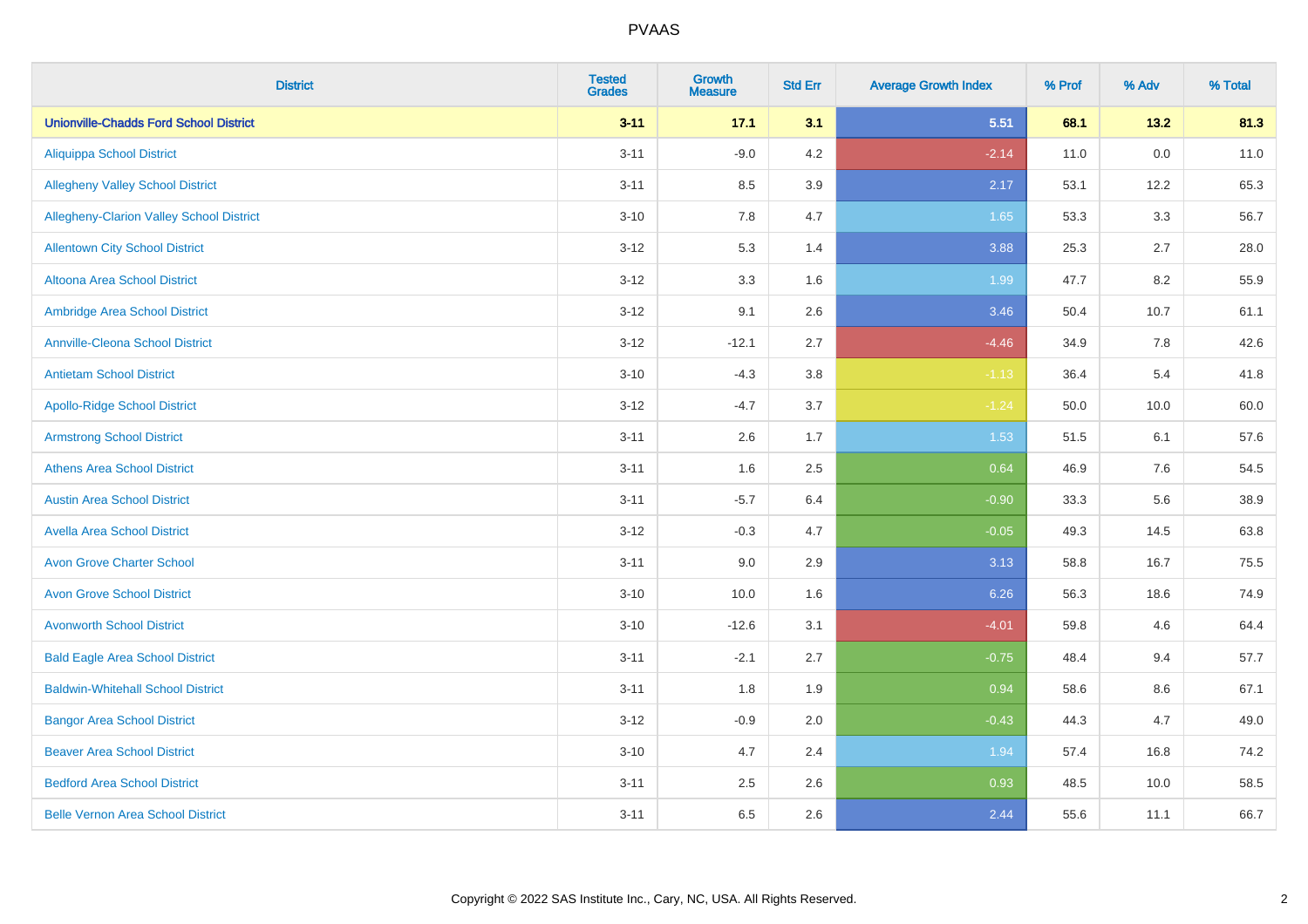# PVAAS

| District | Tested Grades | Growth Measure | Std Err | Average Growth Index | % Prof | % Adv | % Total |
|---|---|---|---|---|---|---|---|
| **Unionville-Chadds Ford School District** | **3-11** | **17.1** | **3.1** | **5.51** | **68.1** | **13.2** | **81.3** |
| Aliquippa School District | 3-11 | -9.0 | 4.2 | -2.14 | 11.0 | 0.0 | 11.0 |
| Allegheny Valley School District | 3-11 | 8.5 | 3.9 | 2.17 | 53.1 | 12.2 | 65.3 |
| Allegheny-Clarion Valley School District | 3-10 | 7.8 | 4.7 | 1.65 | 53.3 | 3.3 | 56.7 |
| Allentown City School District | 3-12 | 5.3 | 1.4 | 3.88 | 25.3 | 2.7 | 28.0 |
| Altoona Area School District | 3-12 | 3.3 | 1.6 | 1.99 | 47.7 | 8.2 | 55.9 |
| Ambridge Area School District | 3-12 | 9.1 | 2.6 | 3.46 | 50.4 | 10.7 | 61.1 |
| Annville-Cleona School District | 3-12 | -12.1 | 2.7 | -4.46 | 34.9 | 7.8 | 42.6 |
| Antietam School District | 3-10 | -4.3 | 3.8 | -1.13 | 36.4 | 5.4 | 41.8 |
| Apollo-Ridge School District | 3-12 | -4.7 | 3.7 | -1.24 | 50.0 | 10.0 | 60.0 |
| Armstrong School District | 3-11 | 2.6 | 1.7 | 1.53 | 51.5 | 6.1 | 57.6 |
| Athens Area School District | 3-11 | 1.6 | 2.5 | 0.64 | 46.9 | 7.6 | 54.5 |
| Austin Area School District | 3-11 | -5.7 | 6.4 | -0.90 | 33.3 | 5.6 | 38.9 |
| Avella Area School District | 3-12 | -0.3 | 4.7 | -0.05 | 49.3 | 14.5 | 63.8 |
| Avon Grove Charter School | 3-11 | 9.0 | 2.9 | 3.13 | 58.8 | 16.7 | 75.5 |
| Avon Grove School District | 3-10 | 10.0 | 1.6 | 6.26 | 56.3 | 18.6 | 74.9 |
| Avonworth School District | 3-10 | -12.6 | 3.1 | -4.01 | 59.8 | 4.6 | 64.4 |
| Bald Eagle Area School District | 3-11 | -2.1 | 2.7 | -0.75 | 48.4 | 9.4 | 57.7 |
| Baldwin-Whitehall School District | 3-11 | 1.8 | 1.9 | 0.94 | 58.6 | 8.6 | 67.1 |
| Bangor Area School District | 3-12 | -0.9 | 2.0 | -0.43 | 44.3 | 4.7 | 49.0 |
| Beaver Area School District | 3-10 | 4.7 | 2.4 | 1.94 | 57.4 | 16.8 | 74.2 |
| Bedford Area School District | 3-11 | 2.5 | 2.6 | 0.93 | 48.5 | 10.0 | 58.5 |
| Belle Vernon Area School District | 3-11 | 6.5 | 2.6 | 2.44 | 55.6 | 11.1 | 66.7 |

Copyright © 2022 SAS Institute Inc., Cary, NC, USA. All Rights Reserved.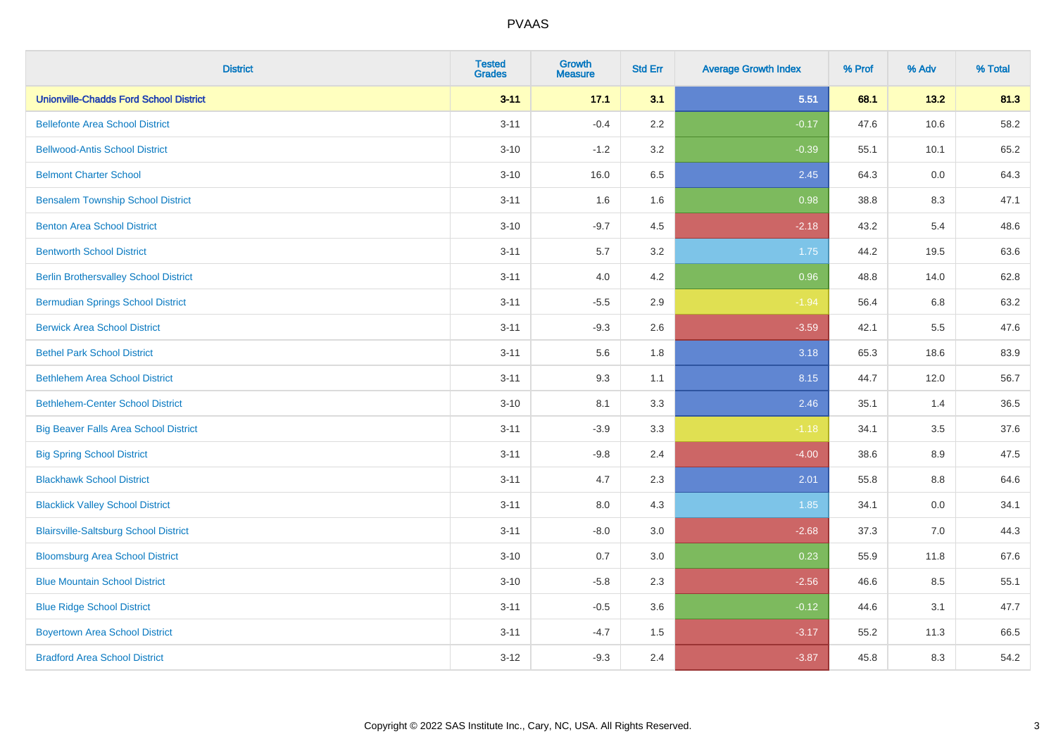# PVAAS

| District | Tested Grades | Growth Measure | Std Err | Average Growth Index | % Prof | % Adv | % Total |
|---|---|---|---|---|---|---|---|
| **Unionville-Chadds Ford School District** | **3-11** | **17.1** | **3.1** | **5.51** | **68.1** | **13.2** | **81.3** |
| Bellefonte Area School District | 3-11 | -0.4 | 2.2 | -0.17 | 47.6 | 10.6 | 58.2 |
| Bellwood-Antis School District | 3-10 | -1.2 | 3.2 | -0.39 | 55.1 | 10.1 | 65.2 |
| Belmont Charter School | 3-10 | 16.0 | 6.5 | 2.45 | 64.3 | 0.0 | 64.3 |
| Bensalem Township School District | 3-11 | 1.6 | 1.6 | 0.98 | 38.8 | 8.3 | 47.1 |
| Benton Area School District | 3-10 | -9.7 | 4.5 | -2.18 | 43.2 | 5.4 | 48.6 |
| Bentworth School District | 3-11 | 5.7 | 3.2 | 1.75 | 44.2 | 19.5 | 63.6 |
| Berlin Brothersvalley School District | 3-11 | 4.0 | 4.2 | 0.96 | 48.8 | 14.0 | 62.8 |
| Bermudian Springs School District | 3-11 | -5.5 | 2.9 | -1.94 | 56.4 | 6.8 | 63.2 |
| Berwick Area School District | 3-11 | -9.3 | 2.6 | -3.59 | 42.1 | 5.5 | 47.6 |
| Bethel Park School District | 3-11 | 5.6 | 1.8 | 3.18 | 65.3 | 18.6 | 83.9 |
| Bethlehem Area School District | 3-11 | 9.3 | 1.1 | 8.15 | 44.7 | 12.0 | 56.7 |
| Bethlehem-Center School District | 3-10 | 8.1 | 3.3 | 2.46 | 35.1 | 1.4 | 36.5 |
| Big Beaver Falls Area School District | 3-11 | -3.9 | 3.3 | -1.18 | 34.1 | 3.5 | 37.6 |
| Big Spring School District | 3-11 | -9.8 | 2.4 | -4.00 | 38.6 | 8.9 | 47.5 |
| Blackhawk School District | 3-11 | 4.7 | 2.3 | 2.01 | 55.8 | 8.8 | 64.6 |
| Blacklick Valley School District | 3-11 | 8.0 | 4.3 | 1.85 | 34.1 | 0.0 | 34.1 |
| Blairsville-Saltsburg School District | 3-11 | -8.0 | 3.0 | -2.68 | 37.3 | 7.0 | 44.3 |
| Bloomsburg Area School District | 3-10 | 0.7 | 3.0 | 0.23 | 55.9 | 11.8 | 67.6 |
| Blue Mountain School District | 3-10 | -5.8 | 2.3 | -2.56 | 46.6 | 8.5 | 55.1 |
| Blue Ridge School District | 3-11 | -0.5 | 3.6 | -0.12 | 44.6 | 3.1 | 47.7 |
| Boyertown Area School District | 3-11 | -4.7 | 1.5 | -3.17 | 55.2 | 11.3 | 66.5 |
| Bradford Area School District | 3-12 | -9.3 | 2.4 | -3.87 | 45.8 | 8.3 | 54.2 |

Copyright © 2022 SAS Institute Inc., Cary, NC, USA. All Rights Reserved.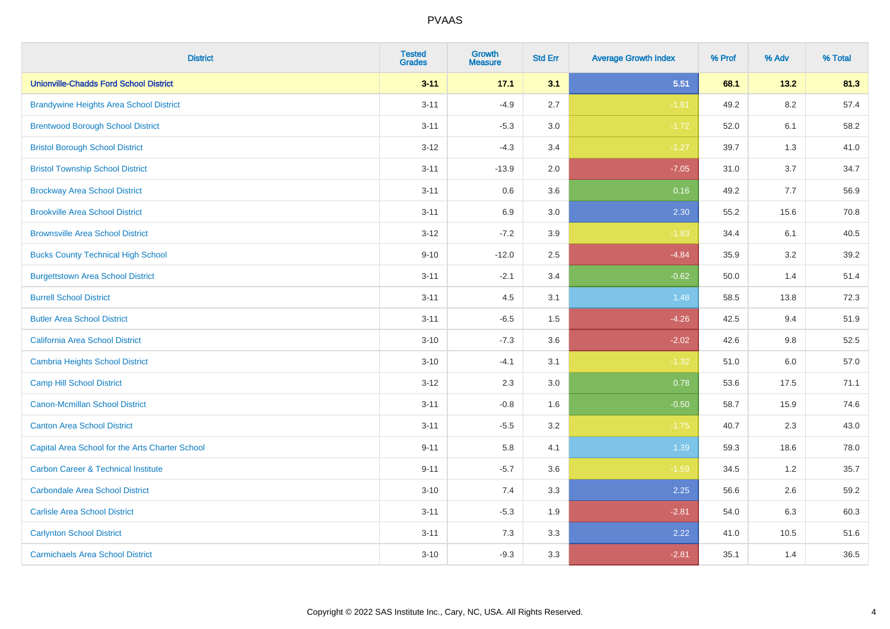| District | Tested Grades | Growth Measure | Std Err | Average Growth Index | % Prof | % Adv | % Total |
|---|---|---|---|---|---|---|---|
| **Unionville-Chadds Ford School District** | **3-11** | **17.1** | **3.1** | **5.51** | **68.1** | **13.2** | **81.3** |
| Brandywine Heights Area School District | 3-11 | -4.9 | 2.7 | -1.81 | 49.2 | 8.2 | 57.4 |
| Brentwood Borough School District | 3-11 | -5.3 | 3.0 | -1.72 | 52.0 | 6.1 | 58.2 |
| Bristol Borough School District | 3-12 | -4.3 | 3.4 | -1.27 | 39.7 | 1.3 | 41.0 |
| Bristol Township School District | 3-11 | -13.9 | 2.0 | -7.05 | 31.0 | 3.7 | 34.7 |
| Brockway Area School District | 3-11 | 0.6 | 3.6 | 0.16 | 49.2 | 7.7 | 56.9 |
| Brookville Area School District | 3-11 | 6.9 | 3.0 | 2.30 | 55.2 | 15.6 | 70.8 |
| Brownsville Area School District | 3-12 | -7.2 | 3.9 | -1.83 | 34.4 | 6.1 | 40.5 |
| Bucks County Technical High School | 9-10 | -12.0 | 2.5 | -4.84 | 35.9 | 3.2 | 39.2 |
| Burgettstown Area School District | 3-11 | -2.1 | 3.4 | -0.62 | 50.0 | 1.4 | 51.4 |
| Burrell School District | 3-11 | 4.5 | 3.1 | 1.48 | 58.5 | 13.8 | 72.3 |
| Butler Area School District | 3-11 | -6.5 | 1.5 | -4.26 | 42.5 | 9.4 | 51.9 |
| California Area School District | 3-10 | -7.3 | 3.6 | -2.02 | 42.6 | 9.8 | 52.5 |
| Cambria Heights School District | 3-10 | -4.1 | 3.1 | -1.32 | 51.0 | 6.0 | 57.0 |
| Camp Hill School District | 3-12 | 2.3 | 3.0 | 0.78 | 53.6 | 17.5 | 71.1 |
| Canon-Mcmillan School District | 3-11 | -0.8 | 1.6 | -0.50 | 58.7 | 15.9 | 74.6 |
| Canton Area School District | 3-11 | -5.5 | 3.2 | -1.75 | 40.7 | 2.3 | 43.0 |
| Capital Area School for the Arts Charter School | 9-11 | 5.8 | 4.1 | 1.39 | 59.3 | 18.6 | 78.0 |
| Carbon Career & Technical Institute | 9-11 | -5.7 | 3.6 | -1.59 | 34.5 | 1.2 | 35.7 |
| Carbondale Area School District | 3-10 | 7.4 | 3.3 | 2.25 | 56.6 | 2.6 | 59.2 |
| Carlisle Area School District | 3-11 | -5.3 | 1.9 | -2.81 | 54.0 | 6.3 | 60.3 |
| Carlynton School District | 3-11 | 7.3 | 3.3 | 2.22 | 41.0 | 10.5 | 51.6 |
| Carmichaels Area School District | 3-10 | -9.3 | 3.3 | -2.81 | 35.1 | 1.4 | 36.5 |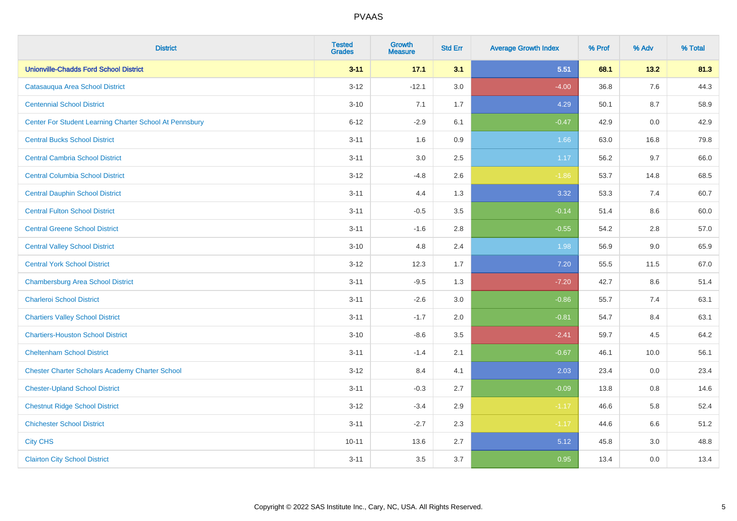# PVAAS

| District | Tested Grades | Growth Measure | Std Err | Average Growth Index | % Prof | % Adv | % Total |
|---|---|---|---|---|---|---|---|
| **Unionville-Chadds Ford School District** | **3-11** | **17.1** | **3.1** | **5.51** | **68.1** | **13.2** | **81.3** |
| Catasauqua Area School District | 3-12 | -12.1 | 3.0 | -4.00 | 36.8 | 7.6 | 44.3 |
| Centennial School District | 3-10 | 7.1 | 1.7 | 4.29 | 50.1 | 8.7 | 58.9 |
| Center For Student Learning Charter School At Pennsbury | 6-12 | -2.9 | 6.1 | -0.47 | 42.9 | 0.0 | 42.9 |
| Central Bucks School District | 3-11 | 1.6 | 0.9 | 1.66 | 63.0 | 16.8 | 79.8 |
| Central Cambria School District | 3-11 | 3.0 | 2.5 | 1.17 | 56.2 | 9.7 | 66.0 |
| Central Columbia School District | 3-12 | -4.8 | 2.6 | -1.86 | 53.7 | 14.8 | 68.5 |
| Central Dauphin School District | 3-11 | 4.4 | 1.3 | 3.32 | 53.3 | 7.4 | 60.7 |
| Central Fulton School District | 3-11 | -0.5 | 3.5 | -0.14 | 51.4 | 8.6 | 60.0 |
| Central Greene School District | 3-11 | -1.6 | 2.8 | -0.55 | 54.2 | 2.8 | 57.0 |
| Central Valley School District | 3-10 | 4.8 | 2.4 | 1.98 | 56.9 | 9.0 | 65.9 |
| Central York School District | 3-12 | 12.3 | 1.7 | 7.20 | 55.5 | 11.5 | 67.0 |
| Chambersburg Area School District | 3-11 | -9.5 | 1.3 | -7.20 | 42.7 | 8.6 | 51.4 |
| Charleroi School District | 3-11 | -2.6 | 3.0 | -0.86 | 55.7 | 7.4 | 63.1 |
| Chartiers Valley School District | 3-11 | -1.7 | 2.0 | -0.81 | 54.7 | 8.4 | 63.1 |
| Chartiers-Houston School District | 3-10 | -8.6 | 3.5 | -2.41 | 59.7 | 4.5 | 64.2 |
| Cheltenham School District | 3-11 | -1.4 | 2.1 | -0.67 | 46.1 | 10.0 | 56.1 |
| Chester Charter Scholars Academy Charter School | 3-12 | 8.4 | 4.1 | 2.03 | 23.4 | 0.0 | 23.4 |
| Chester-Upland School District | 3-11 | -0.3 | 2.7 | -0.09 | 13.8 | 0.8 | 14.6 |
| Chestnut Ridge School District | 3-12 | -3.4 | 2.9 | -1.17 | 46.6 | 5.8 | 52.4 |
| Chichester School District | 3-11 | -2.7 | 2.3 | -1.17 | 44.6 | 6.6 | 51.2 |
| City CHS | 10-11 | 13.6 | 2.7 | 5.12 | 45.8 | 3.0 | 48.8 |
| Clairton City School District | 3-11 | 3.5 | 3.7 | 0.95 | 13.4 | 0.0 | 13.4 |

Copyright © 2022 SAS Institute Inc., Cary, NC, USA. All Rights Reserved.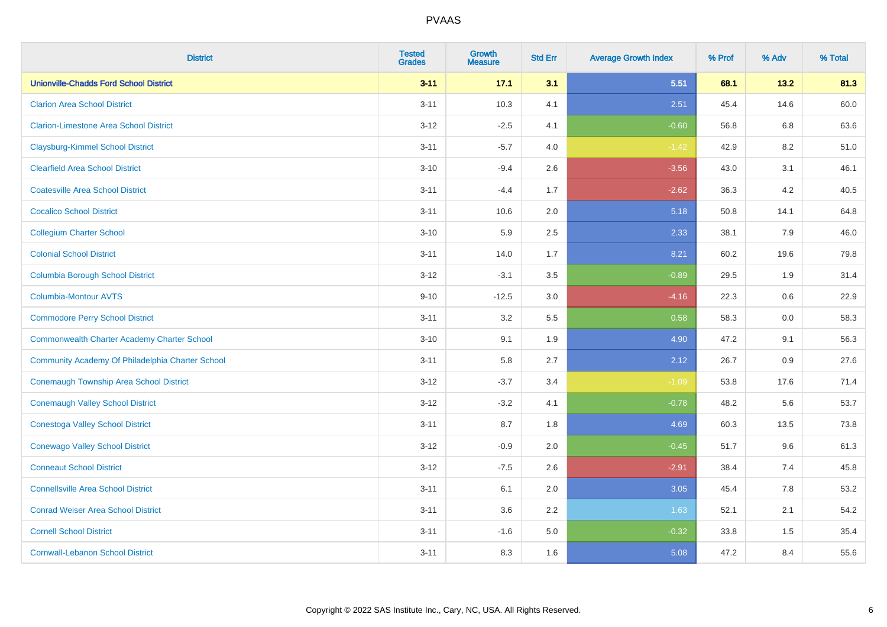# PVAAS

| District | Tested Grades | Growth Measure | Std Err | Average Growth Index | % Prof | % Adv | % Total |
|---|---|---|---|---|---|---|---|
| **Unionville-Chadds Ford School District** | **3-11** | **17.1** | **3.1** | **5.51** | **68.1** | **13.2** | **81.3** |
| Clarion Area School District | 3-11 | 10.3 | 4.1 | 2.51 | 45.4 | 14.6 | 60.0 |
| Clarion-Limestone Area School District | 3-12 | -2.5 | 4.1 | -0.60 | 56.8 | 6.8 | 63.6 |
| Claysburg-Kimmel School District | 3-11 | -5.7 | 4.0 | -1.42 | 42.9 | 8.2 | 51.0 |
| Clearfield Area School District | 3-10 | -9.4 | 2.6 | -3.56 | 43.0 | 3.1 | 46.1 |
| Coatesville Area School District | 3-11 | -4.4 | 1.7 | -2.62 | 36.3 | 4.2 | 40.5 |
| Cocalico School District | 3-11 | 10.6 | 2.0 | 5.18 | 50.8 | 14.1 | 64.8 |
| Collegium Charter School | 3-10 | 5.9 | 2.5 | 2.33 | 38.1 | 7.9 | 46.0 |
| Colonial School District | 3-11 | 14.0 | 1.7 | 8.21 | 60.2 | 19.6 | 79.8 |
| Columbia Borough School District | 3-12 | -3.1 | 3.5 | -0.89 | 29.5 | 1.9 | 31.4 |
| Columbia-Montour AVTS | 9-10 | -12.5 | 3.0 | -4.16 | 22.3 | 0.6 | 22.9 |
| Commodore Perry School District | 3-11 | 3.2 | 5.5 | 0.58 | 58.3 | 0.0 | 58.3 |
| Commonwealth Charter Academy Charter School | 3-10 | 9.1 | 1.9 | 4.90 | 47.2 | 9.1 | 56.3 |
| Community Academy Of Philadelphia Charter School | 3-11 | 5.8 | 2.7 | 2.12 | 26.7 | 0.9 | 27.6 |
| Conemaugh Township Area School District | 3-12 | -3.7 | 3.4 | -1.09 | 53.8 | 17.6 | 71.4 |
| Conemaugh Valley School District | 3-12 | -3.2 | 4.1 | -0.78 | 48.2 | 5.6 | 53.7 |
| Conestoga Valley School District | 3-11 | 8.7 | 1.8 | 4.69 | 60.3 | 13.5 | 73.8 |
| Conewago Valley School District | 3-12 | -0.9 | 2.0 | -0.45 | 51.7 | 9.6 | 61.3 |
| Conneaut School District | 3-12 | -7.5 | 2.6 | -2.91 | 38.4 | 7.4 | 45.8 |
| Connellsville Area School District | 3-11 | 6.1 | 2.0 | 3.05 | 45.4 | 7.8 | 53.2 |
| Conrad Weiser Area School District | 3-11 | 3.6 | 2.2 | 1.63 | 52.1 | 2.1 | 54.2 |
| Cornell School District | 3-11 | -1.6 | 5.0 | -0.32 | 33.8 | 1.5 | 35.4 |
| Cornwall-Lebanon School District | 3-11 | 8.3 | 1.6 | 5.08 | 47.2 | 8.4 | 55.6 |

Copyright © 2022 SAS Institute Inc., Cary, NC, USA. All Rights Reserved.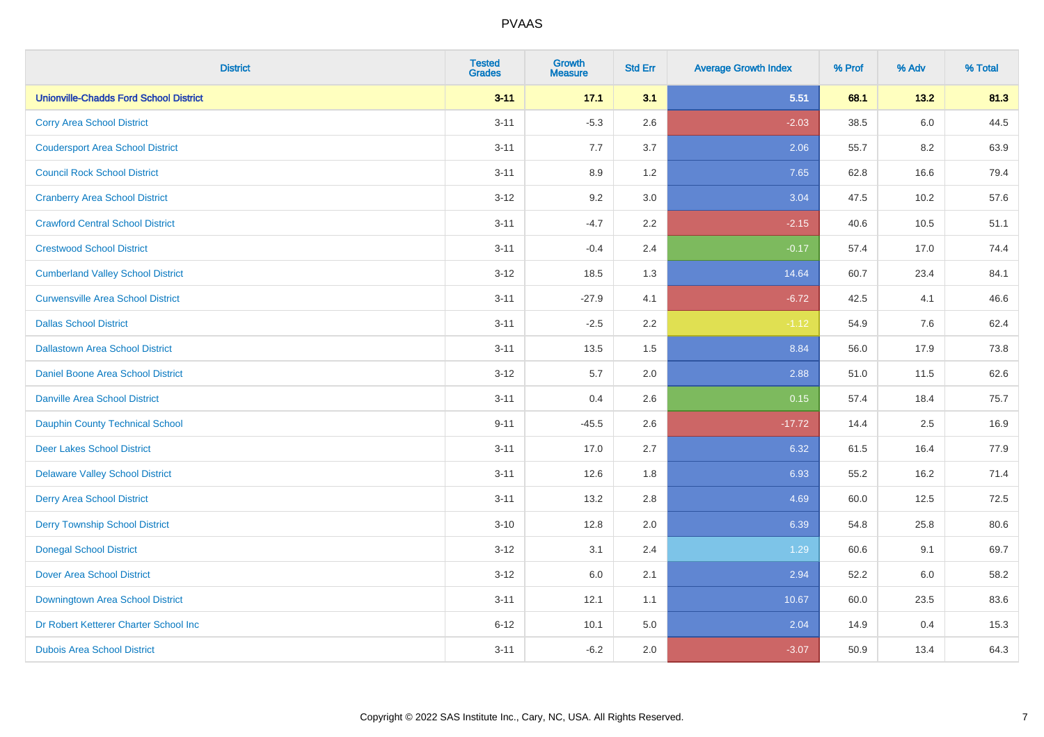# PVAAS

| District | Tested Grades | Growth Measure | Std Err | Average Growth Index | % Prof | % Adv | % Total |
|---|---|---|---|---|---|---|---|
| **Unionville-Chadds Ford School District** | **3-11** | **17.1** | **3.1** | **5.51** | **68.1** | **13.2** | **81.3** |
| Corry Area School District | 3-11 | -5.3 | 2.6 | -2.03 | 38.5 | 6.0 | 44.5 |
| Coudersport Area School District | 3-11 | 7.7 | 3.7 | 2.06 | 55.7 | 8.2 | 63.9 |
| Council Rock School District | 3-11 | 8.9 | 1.2 | 7.65 | 62.8 | 16.6 | 79.4 |
| Cranberry Area School District | 3-12 | 9.2 | 3.0 | 3.04 | 47.5 | 10.2 | 57.6 |
| Crawford Central School District | 3-11 | -4.7 | 2.2 | -2.15 | 40.6 | 10.5 | 51.1 |
| Crestwood School District | 3-11 | -0.4 | 2.4 | -0.17 | 57.4 | 17.0 | 74.4 |
| Cumberland Valley School District | 3-12 | 18.5 | 1.3 | 14.64 | 60.7 | 23.4 | 84.1 |
| Curwensville Area School District | 3-11 | -27.9 | 4.1 | -6.72 | 42.5 | 4.1 | 46.6 |
| Dallas School District | 3-11 | -2.5 | 2.2 | -1.12 | 54.9 | 7.6 | 62.4 |
| Dallastown Area School District | 3-11 | 13.5 | 1.5 | 8.84 | 56.0 | 17.9 | 73.8 |
| Daniel Boone Area School District | 3-12 | 5.7 | 2.0 | 2.88 | 51.0 | 11.5 | 62.6 |
| Danville Area School District | 3-11 | 0.4 | 2.6 | 0.15 | 57.4 | 18.4 | 75.7 |
| Dauphin County Technical School | 9-11 | -45.5 | 2.6 | -17.72 | 14.4 | 2.5 | 16.9 |
| Deer Lakes School District | 3-11 | 17.0 | 2.7 | 6.32 | 61.5 | 16.4 | 77.9 |
| Delaware Valley School District | 3-11 | 12.6 | 1.8 | 6.93 | 55.2 | 16.2 | 71.4 |
| Derry Area School District | 3-11 | 13.2 | 2.8 | 4.69 | 60.0 | 12.5 | 72.5 |
| Derry Township School District | 3-10 | 12.8 | 2.0 | 6.39 | 54.8 | 25.8 | 80.6 |
| Donegal School District | 3-12 | 3.1 | 2.4 | 1.29 | 60.6 | 9.1 | 69.7 |
| Dover Area School District | 3-12 | 6.0 | 2.1 | 2.94 | 52.2 | 6.0 | 58.2 |
| Downingtown Area School District | 3-11 | 12.1 | 1.1 | 10.67 | 60.0 | 23.5 | 83.6 |
| Dr Robert Ketterer Charter School Inc | 6-12 | 10.1 | 5.0 | 2.04 | 14.9 | 0.4 | 15.3 |
| Dubois Area School District | 3-11 | -6.2 | 2.0 | -3.07 | 50.9 | 13.4 | 64.3 |

Copyright © 2022 SAS Institute Inc., Cary, NC, USA. All Rights Reserved.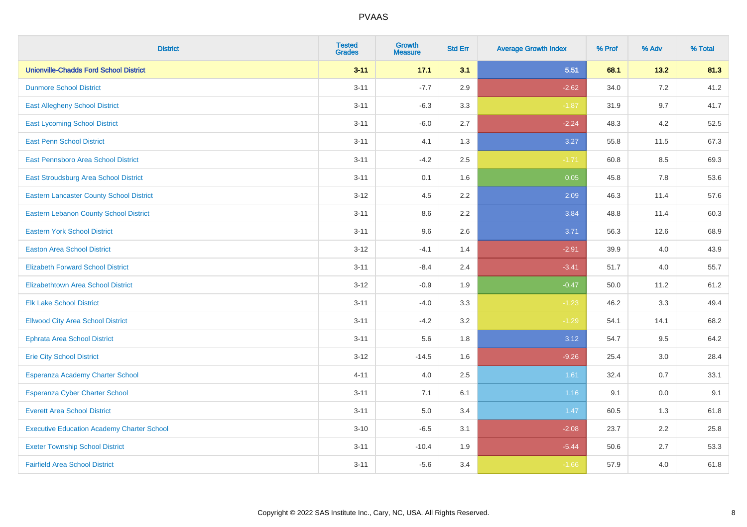| District | Tested Grades | Growth Measure | Std Err | Average Growth Index | % Prof | % Adv | % Total |
|---|---|---|---|---|---|---|---|
| **Unionville-Chadds Ford School District** | **3-11** | **17.1** | **3.1** | **5.51** | **68.1** | **13.2** | **81.3** |
| Dunmore School District | 3-11 | -7.7 | 2.9 | -2.62 | 34.0 | 7.2 | 41.2 |
| East Allegheny School District | 3-11 | -6.3 | 3.3 | -1.87 | 31.9 | 9.7 | 41.7 |
| East Lycoming School District | 3-11 | -6.0 | 2.7 | -2.24 | 48.3 | 4.2 | 52.5 |
| East Penn School District | 3-11 | 4.1 | 1.3 | 3.27 | 55.8 | 11.5 | 67.3 |
| East Pennsboro Area School District | 3-11 | -4.2 | 2.5 | -1.71 | 60.8 | 8.5 | 69.3 |
| East Stroudsburg Area School District | 3-11 | 0.1 | 1.6 | 0.05 | 45.8 | 7.8 | 53.6 |
| Eastern Lancaster County School District | 3-12 | 4.5 | 2.2 | 2.09 | 46.3 | 11.4 | 57.6 |
| Eastern Lebanon County School District | 3-11 | 8.6 | 2.2 | 3.84 | 48.8 | 11.4 | 60.3 |
| Eastern York School District | 3-11 | 9.6 | 2.6 | 3.71 | 56.3 | 12.6 | 68.9 |
| Easton Area School District | 3-12 | -4.1 | 1.4 | -2.91 | 39.9 | 4.0 | 43.9 |
| Elizabeth Forward School District | 3-11 | -8.4 | 2.4 | -3.41 | 51.7 | 4.0 | 55.7 |
| Elizabethtown Area School District | 3-12 | -0.9 | 1.9 | -0.47 | 50.0 | 11.2 | 61.2 |
| Elk Lake School District | 3-11 | -4.0 | 3.3 | -1.23 | 46.2 | 3.3 | 49.4 |
| Ellwood City Area School District | 3-11 | -4.2 | 3.2 | -1.29 | 54.1 | 14.1 | 68.2 |
| Ephrata Area School District | 3-11 | 5.6 | 1.8 | 3.12 | 54.7 | 9.5 | 64.2 |
| Erie City School District | 3-12 | -14.5 | 1.6 | -9.26 | 25.4 | 3.0 | 28.4 |
| Esperanza Academy Charter School | 4-11 | 4.0 | 2.5 | 1.61 | 32.4 | 0.7 | 33.1 |
| Esperanza Cyber Charter School | 3-11 | 7.1 | 6.1 | 1.16 | 9.1 | 0.0 | 9.1 |
| Everett Area School District | 3-11 | 5.0 | 3.4 | 1.47 | 60.5 | 1.3 | 61.8 |
| Executive Education Academy Charter School | 3-10 | -6.5 | 3.1 | -2.08 | 23.7 | 2.2 | 25.8 |
| Exeter Township School District | 3-11 | -10.4 | 1.9 | -5.44 | 50.6 | 2.7 | 53.3 |
| Fairfield Area School District | 3-11 | -5.6 | 3.4 | -1.66 | 57.9 | 4.0 | 61.8 |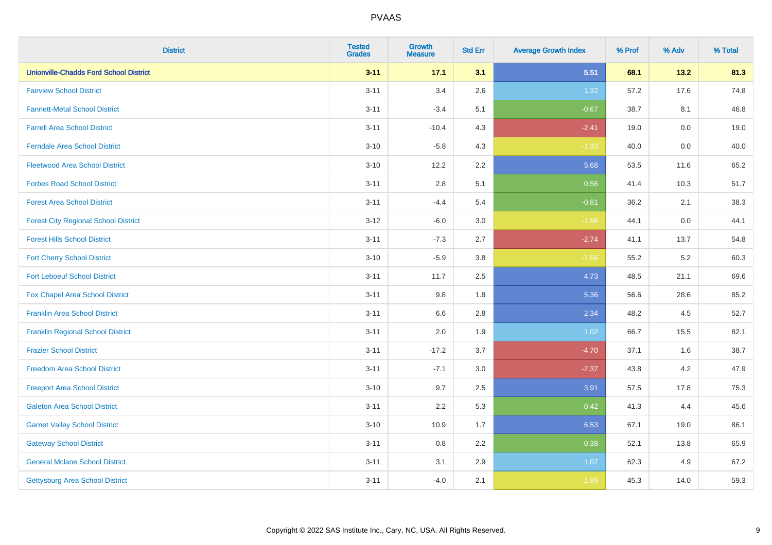# PVAAS

| District | Tested Grades | Growth Measure | Std Err | Average Growth Index | % Prof | % Adv | % Total |
|---|---|---|---|---|---|---|---|
| **Unionville-Chadds Ford School District** | **3-11** | **17.1** | **3.1** | **5.51** | **68.1** | **13.2** | **81.3** |
| Fairview School District | 3-11 | 3.4 | 2.6 | 1.32 | 57.2 | 17.6 | 74.8 |
| Fannett-Metal School District | 3-11 | -3.4 | 5.1 | -0.67 | 38.7 | 8.1 | 46.8 |
| Farrell Area School District | 3-11 | -10.4 | 4.3 | -2.41 | 19.0 | 0.0 | 19.0 |
| Ferndale Area School District | 3-10 | -5.8 | 4.3 | -1.33 | 40.0 | 0.0 | 40.0 |
| Fleetwood Area School District | 3-10 | 12.2 | 2.2 | 5.68 | 53.5 | 11.6 | 65.2 |
| Forbes Road School District | 3-11 | 2.8 | 5.1 | 0.56 | 41.4 | 10.3 | 51.7 |
| Forest Area School District | 3-11 | -4.4 | 5.4 | -0.81 | 36.2 | 2.1 | 38.3 |
| Forest City Regional School District | 3-12 | -6.0 | 3.0 | -1.96 | 44.1 | 0.0 | 44.1 |
| Forest Hills School District | 3-11 | -7.3 | 2.7 | -2.74 | 41.1 | 13.7 | 54.8 |
| Fort Cherry School District | 3-10 | -5.9 | 3.8 | -1.56 | 55.2 | 5.2 | 60.3 |
| Fort Leboeuf School District | 3-11 | 11.7 | 2.5 | 4.73 | 48.5 | 21.1 | 69.6 |
| Fox Chapel Area School District | 3-11 | 9.8 | 1.8 | 5.36 | 56.6 | 28.6 | 85.2 |
| Franklin Area School District | 3-11 | 6.6 | 2.8 | 2.34 | 48.2 | 4.5 | 52.7 |
| Franklin Regional School District | 3-11 | 2.0 | 1.9 | 1.02 | 66.7 | 15.5 | 82.1 |
| Frazier School District | 3-11 | -17.2 | 3.7 | -4.70 | 37.1 | 1.6 | 38.7 |
| Freedom Area School District | 3-11 | -7.1 | 3.0 | -2.37 | 43.8 | 4.2 | 47.9 |
| Freeport Area School District | 3-10 | 9.7 | 2.5 | 3.91 | 57.5 | 17.8 | 75.3 |
| Galeton Area School District | 3-11 | 2.2 | 5.3 | 0.42 | 41.3 | 4.4 | 45.6 |
| Garnet Valley School District | 3-10 | 10.9 | 1.7 | 6.53 | 67.1 | 19.0 | 86.1 |
| Gateway School District | 3-11 | 0.8 | 2.2 | 0.38 | 52.1 | 13.8 | 65.9 |
| General Mclane School District | 3-11 | 3.1 | 2.9 | 1.07 | 62.3 | 4.9 | 67.2 |
| Gettysburg Area School District | 3-11 | -4.0 | 2.1 | -1.89 | 45.3 | 14.0 | 59.3 |

Copyright © 2022 SAS Institute Inc., Cary, NC, USA. All Rights Reserved.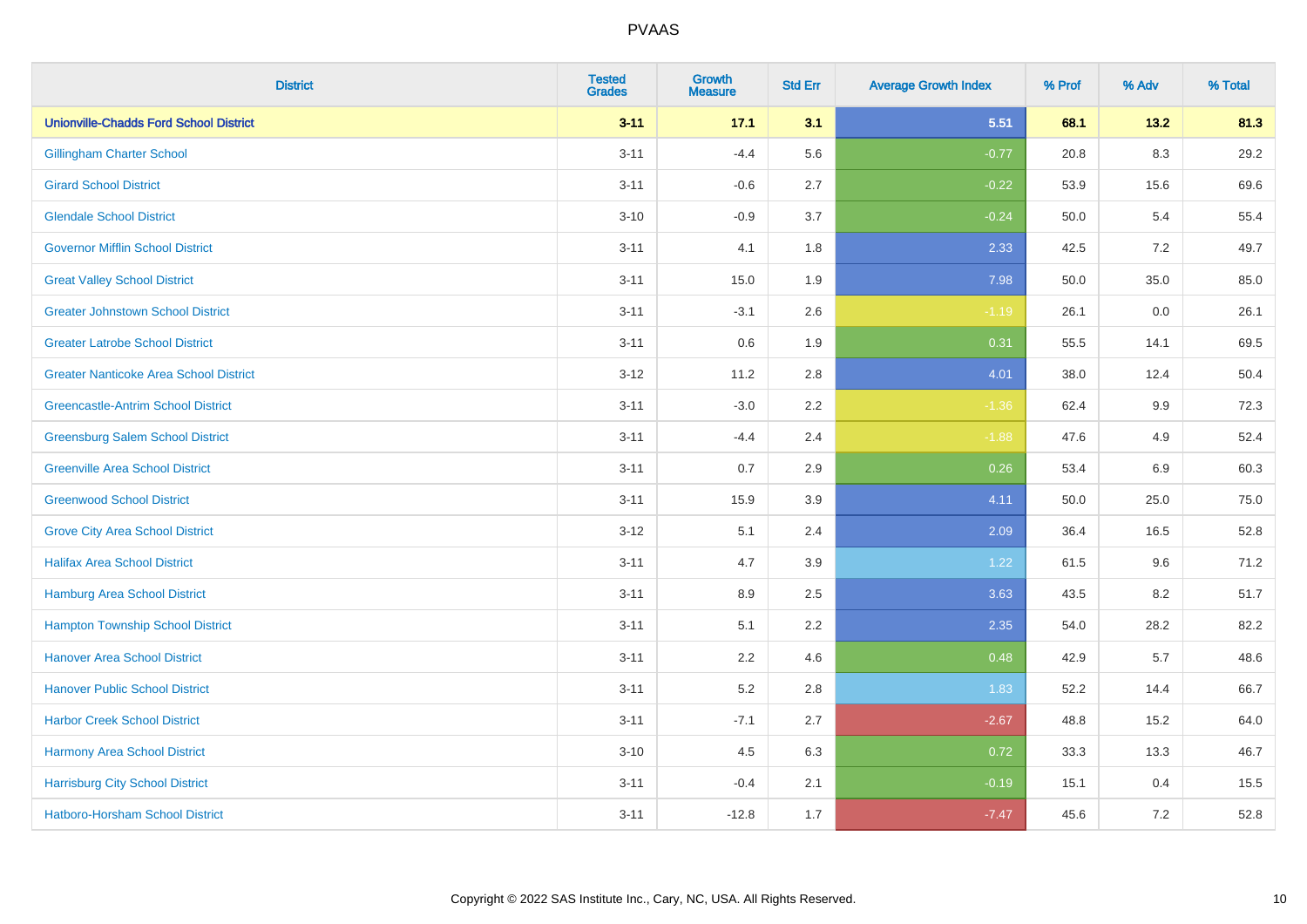# PVAAS

| District | Tested Grades | Growth Measure | Std Err | Average Growth Index | % Prof | % Adv | % Total |
|---|---|---|---|---|---|---|---|
| **Unionville-Chadds Ford School District** | **3-11** | **17.1** | **3.1** | **5.51** | **68.1** | **13.2** | **81.3** |
| Gillingham Charter School | 3-11 | -4.4 | 5.6 | -0.77 | 20.8 | 8.3 | 29.2 |
| Girard School District | 3-11 | -0.6 | 2.7 | -0.22 | 53.9 | 15.6 | 69.6 |
| Glendale School District | 3-10 | -0.9 | 3.7 | -0.24 | 50.0 | 5.4 | 55.4 |
| Governor Mifflin School District | 3-11 | 4.1 | 1.8 | 2.33 | 42.5 | 7.2 | 49.7 |
| Great Valley School District | 3-11 | 15.0 | 1.9 | 7.98 | 50.0 | 35.0 | 85.0 |
| Greater Johnstown School District | 3-11 | -3.1 | 2.6 | -1.19 | 26.1 | 0.0 | 26.1 |
| Greater Latrobe School District | 3-11 | 0.6 | 1.9 | 0.31 | 55.5 | 14.1 | 69.5 |
| Greater Nanticoke Area School District | 3-12 | 11.2 | 2.8 | 4.01 | 38.0 | 12.4 | 50.4 |
| Greencastle-Antrim School District | 3-11 | -3.0 | 2.2 | -1.36 | 62.4 | 9.9 | 72.3 |
| Greensburg Salem School District | 3-11 | -4.4 | 2.4 | -1.88 | 47.6 | 4.9 | 52.4 |
| Greenville Area School District | 3-11 | 0.7 | 2.9 | 0.26 | 53.4 | 6.9 | 60.3 |
| Greenwood School District | 3-11 | 15.9 | 3.9 | 4.11 | 50.0 | 25.0 | 75.0 |
| Grove City Area School District | 3-12 | 5.1 | 2.4 | 2.09 | 36.4 | 16.5 | 52.8 |
| Halifax Area School District | 3-11 | 4.7 | 3.9 | 1.22 | 61.5 | 9.6 | 71.2 |
| Hamburg Area School District | 3-11 | 8.9 | 2.5 | 3.63 | 43.5 | 8.2 | 51.7 |
| Hampton Township School District | 3-11 | 5.1 | 2.2 | 2.35 | 54.0 | 28.2 | 82.2 |
| Hanover Area School District | 3-11 | 2.2 | 4.6 | 0.48 | 42.9 | 5.7 | 48.6 |
| Hanover Public School District | 3-11 | 5.2 | 2.8 | 1.83 | 52.2 | 14.4 | 66.7 |
| Harbor Creek School District | 3-11 | -7.1 | 2.7 | -2.67 | 48.8 | 15.2 | 64.0 |
| Harmony Area School District | 3-10 | 4.5 | 6.3 | 0.72 | 33.3 | 13.3 | 46.7 |
| Harrisburg City School District | 3-11 | -0.4 | 2.1 | -0.19 | 15.1 | 0.4 | 15.5 |
| Hatboro-Horsham School District | 3-11 | -12.8 | 1.7 | -7.47 | 45.6 | 7.2 | 52.8 |

Copyright © 2022 SAS Institute Inc., Cary, NC, USA. All Rights Reserved.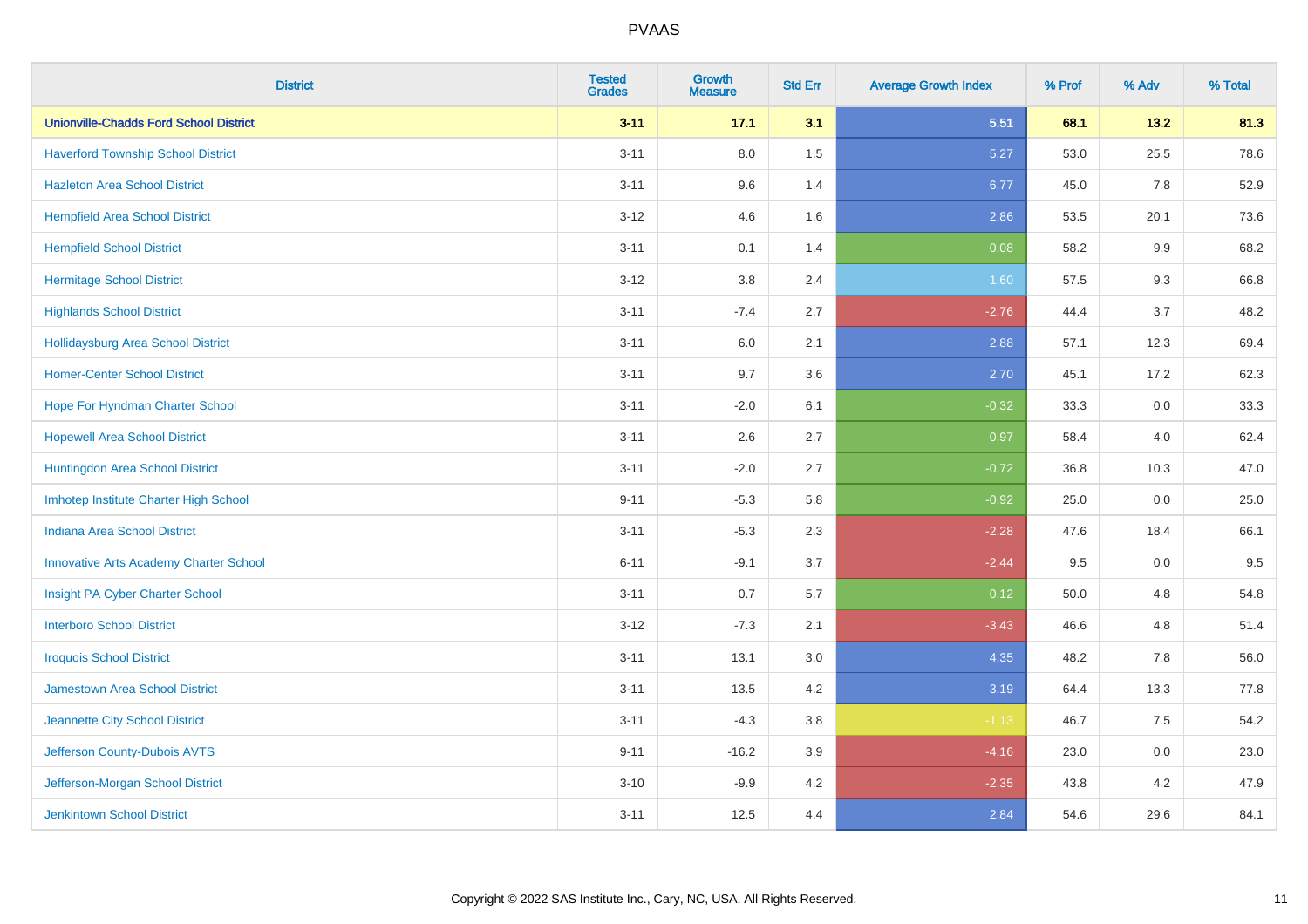# PVAAS

| District | Tested Grades | Growth Measure | Std Err | Average Growth Index | % Prof | % Adv | % Total |
|---|---|---|---|---|---|---|---|
| **Unionville-Chadds Ford School District** | **3-11** | **17.1** | **3.1** | **5.51** | **68.1** | **13.2** | **81.3** |
| Haverford Township School District | 3-11 | 8.0 | 1.5 | 5.27 | 53.0 | 25.5 | 78.6 |
| Hazleton Area School District | 3-11 | 9.6 | 1.4 | 6.77 | 45.0 | 7.8 | 52.9 |
| Hempfield Area School District | 3-12 | 4.6 | 1.6 | 2.86 | 53.5 | 20.1 | 73.6 |
| Hempfield School District | 3-11 | 0.1 | 1.4 | 0.08 | 58.2 | 9.9 | 68.2 |
| Hermitage School District | 3-12 | 3.8 | 2.4 | 1.60 | 57.5 | 9.3 | 66.8 |
| Highlands School District | 3-11 | -7.4 | 2.7 | -2.76 | 44.4 | 3.7 | 48.2 |
| Hollidaysburg Area School District | 3-11 | 6.0 | 2.1 | 2.88 | 57.1 | 12.3 | 69.4 |
| Homer-Center School District | 3-11 | 9.7 | 3.6 | 2.70 | 45.1 | 17.2 | 62.3 |
| Hope For Hyndman Charter School | 3-11 | -2.0 | 6.1 | -0.32 | 33.3 | 0.0 | 33.3 |
| Hopewell Area School District | 3-11 | 2.6 | 2.7 | 0.97 | 58.4 | 4.0 | 62.4 |
| Huntingdon Area School District | 3-11 | -2.0 | 2.7 | -0.72 | 36.8 | 10.3 | 47.0 |
| Imhotep Institute Charter High School | 9-11 | -5.3 | 5.8 | -0.92 | 25.0 | 0.0 | 25.0 |
| Indiana Area School District | 3-11 | -5.3 | 2.3 | -2.28 | 47.6 | 18.4 | 66.1 |
| Innovative Arts Academy Charter School | 6-11 | -9.1 | 3.7 | -2.44 | 9.5 | 0.0 | 9.5 |
| Insight PA Cyber Charter School | 3-11 | 0.7 | 5.7 | 0.12 | 50.0 | 4.8 | 54.8 |
| Interboro School District | 3-12 | -7.3 | 2.1 | -3.43 | 46.6 | 4.8 | 51.4 |
| Iroquois School District | 3-11 | 13.1 | 3.0 | 4.35 | 48.2 | 7.8 | 56.0 |
| Jamestown Area School District | 3-11 | 13.5 | 4.2 | 3.19 | 64.4 | 13.3 | 77.8 |
| Jeannette City School District | 3-11 | -4.3 | 3.8 | -1.13 | 46.7 | 7.5 | 54.2 |
| Jefferson County-Dubois AVTS | 9-11 | -16.2 | 3.9 | -4.16 | 23.0 | 0.0 | 23.0 |
| Jefferson-Morgan School District | 3-10 | -9.9 | 4.2 | -2.35 | 43.8 | 4.2 | 47.9 |
| Jenkintown School District | 3-11 | 12.5 | 4.4 | 2.84 | 54.6 | 29.6 | 84.1 |

Copyright © 2022 SAS Institute Inc., Cary, NC, USA. All Rights Reserved.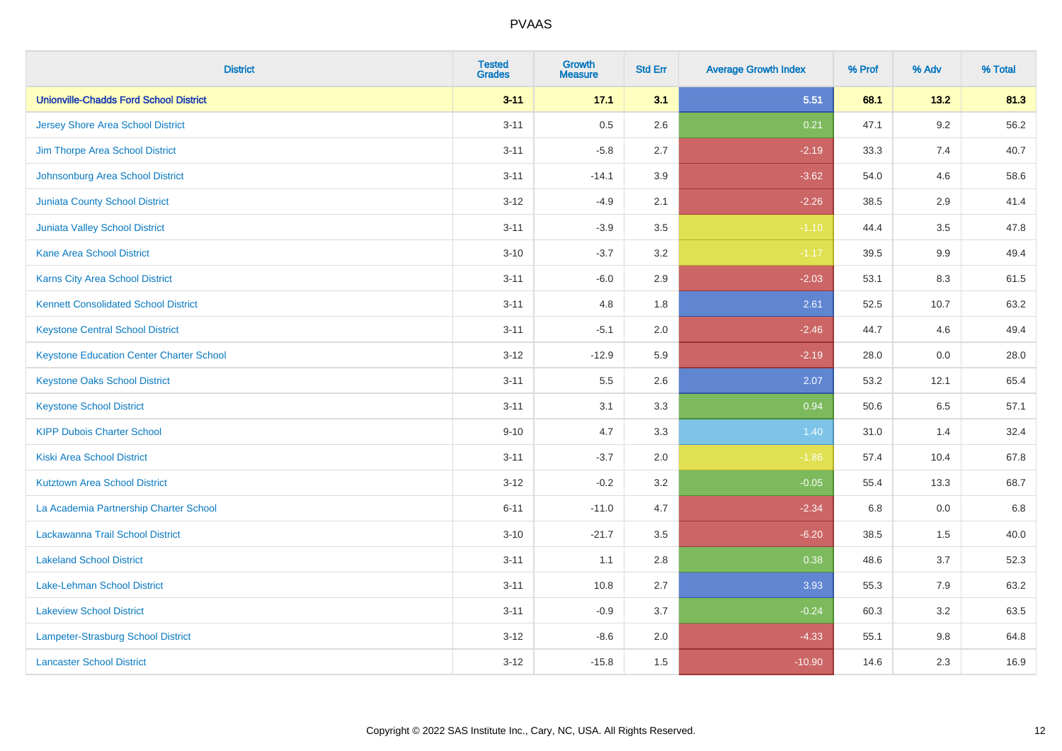# PVAAS

| District | Tested Grades | Growth Measure | Std Err | Average Growth Index | % Prof | % Adv | % Total |
|---|---|---|---|---|---|---|---|
| **Unionville-Chadds Ford School District** | **3-11** | **17.1** | **3.1** | **5.51** | **68.1** | **13.2** | **81.3** |
| Jersey Shore Area School District | 3-11 | 0.5 | 2.6 | 0.21 | 47.1 | 9.2 | 56.2 |
| Jim Thorpe Area School District | 3-11 | -5.8 | 2.7 | -2.19 | 33.3 | 7.4 | 40.7 |
| Johnsonburg Area School District | 3-11 | -14.1 | 3.9 | -3.62 | 54.0 | 4.6 | 58.6 |
| Juniata County School District | 3-12 | -4.9 | 2.1 | -2.26 | 38.5 | 2.9 | 41.4 |
| Juniata Valley School District | 3-11 | -3.9 | 3.5 | -1.10 | 44.4 | 3.5 | 47.8 |
| Kane Area School District | 3-10 | -3.7 | 3.2 | -1.17 | 39.5 | 9.9 | 49.4 |
| Karns City Area School District | 3-11 | -6.0 | 2.9 | -2.03 | 53.1 | 8.3 | 61.5 |
| Kennett Consolidated School District | 3-11 | 4.8 | 1.8 | 2.61 | 52.5 | 10.7 | 63.2 |
| Keystone Central School District | 3-11 | -5.1 | 2.0 | -2.46 | 44.7 | 4.6 | 49.4 |
| Keystone Education Center Charter School | 3-12 | -12.9 | 5.9 | -2.19 | 28.0 | 0.0 | 28.0 |
| Keystone Oaks School District | 3-11 | 5.5 | 2.6 | 2.07 | 53.2 | 12.1 | 65.4 |
| Keystone School District | 3-11 | 3.1 | 3.3 | 0.94 | 50.6 | 6.5 | 57.1 |
| KIPP Dubois Charter School | 9-10 | 4.7 | 3.3 | 1.40 | 31.0 | 1.4 | 32.4 |
| Kiski Area School District | 3-11 | -3.7 | 2.0 | -1.86 | 57.4 | 10.4 | 67.8 |
| Kutztown Area School District | 3-12 | -0.2 | 3.2 | -0.05 | 55.4 | 13.3 | 68.7 |
| La Academia Partnership Charter School | 6-11 | -11.0 | 4.7 | -2.34 | 6.8 | 0.0 | 6.8 |
| Lackawanna Trail School District | 3-10 | -21.7 | 3.5 | -6.20 | 38.5 | 1.5 | 40.0 |
| Lakeland School District | 3-11 | 1.1 | 2.8 | 0.38 | 48.6 | 3.7 | 52.3 |
| Lake-Lehman School District | 3-11 | 10.8 | 2.7 | 3.93 | 55.3 | 7.9 | 63.2 |
| Lakeview School District | 3-11 | -0.9 | 3.7 | -0.24 | 60.3 | 3.2 | 63.5 |
| Lampeter-Strasburg School District | 3-12 | -8.6 | 2.0 | -4.33 | 55.1 | 9.8 | 64.8 |
| Lancaster School District | 3-12 | -15.8 | 1.5 | -10.90 | 14.6 | 2.3 | 16.9 |

Copyright © 2022 SAS Institute Inc., Cary, NC, USA. All Rights Reserved.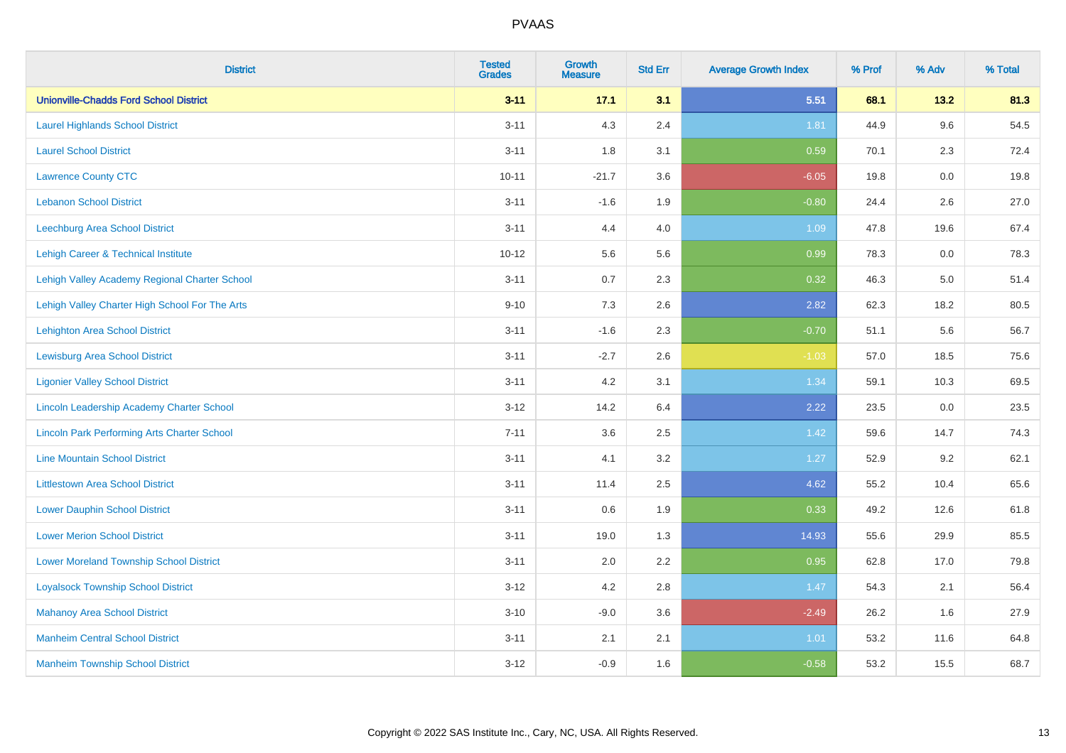| District | Tested Grades | Growth Measure | Std Err | Average Growth Index | % Prof | % Adv | % Total |
|---|---|---|---|---|---|---|---|
| **Unionville-Chadds Ford School District** | **3-11** | **17.1** | **3.1** | **5.51** | **68.1** | **13.2** | **81.3** |
| Laurel Highlands School District | 3-11 | 4.3 | 2.4 | 1.81 | 44.9 | 9.6 | 54.5 |
| Laurel School District | 3-11 | 1.8 | 3.1 | 0.59 | 70.1 | 2.3 | 72.4 |
| Lawrence County CTC | 10-11 | -21.7 | 3.6 | -6.05 | 19.8 | 0.0 | 19.8 |
| Lebanon School District | 3-11 | -1.6 | 1.9 | -0.80 | 24.4 | 2.6 | 27.0 |
| Leechburg Area School District | 3-11 | 4.4 | 4.0 | 1.09 | 47.8 | 19.6 | 67.4 |
| Lehigh Career & Technical Institute | 10-12 | 5.6 | 5.6 | 0.99 | 78.3 | 0.0 | 78.3 |
| Lehigh Valley Academy Regional Charter School | 3-11 | 0.7 | 2.3 | 0.32 | 46.3 | 5.0 | 51.4 |
| Lehigh Valley Charter High School For The Arts | 9-10 | 7.3 | 2.6 | 2.82 | 62.3 | 18.2 | 80.5 |
| Lehighton Area School District | 3-11 | -1.6 | 2.3 | -0.70 | 51.1 | 5.6 | 56.7 |
| Lewisburg Area School District | 3-11 | -2.7 | 2.6 | -1.03 | 57.0 | 18.5 | 75.6 |
| Ligonier Valley School District | 3-11 | 4.2 | 3.1 | 1.34 | 59.1 | 10.3 | 69.5 |
| Lincoln Leadership Academy Charter School | 3-12 | 14.2 | 6.4 | 2.22 | 23.5 | 0.0 | 23.5 |
| Lincoln Park Performing Arts Charter School | 7-11 | 3.6 | 2.5 | 1.42 | 59.6 | 14.7 | 74.3 |
| Line Mountain School District | 3-11 | 4.1 | 3.2 | 1.27 | 52.9 | 9.2 | 62.1 |
| Littlestown Area School District | 3-11 | 11.4 | 2.5 | 4.62 | 55.2 | 10.4 | 65.6 |
| Lower Dauphin School District | 3-11 | 0.6 | 1.9 | 0.33 | 49.2 | 12.6 | 61.8 |
| Lower Merion School District | 3-11 | 19.0 | 1.3 | 14.93 | 55.6 | 29.9 | 85.5 |
| Lower Moreland Township School District | 3-11 | 2.0 | 2.2 | 0.95 | 62.8 | 17.0 | 79.8 |
| Loyalsock Township School District | 3-12 | 4.2 | 2.8 | 1.47 | 54.3 | 2.1 | 56.4 |
| Mahanoy Area School District | 3-10 | -9.0 | 3.6 | -2.49 | 26.2 | 1.6 | 27.9 |
| Manheim Central School District | 3-11 | 2.1 | 2.1 | 1.01 | 53.2 | 11.6 | 64.8 |
| Manheim Township School District | 3-12 | -0.9 | 1.6 | -0.58 | 53.2 | 15.5 | 68.7 |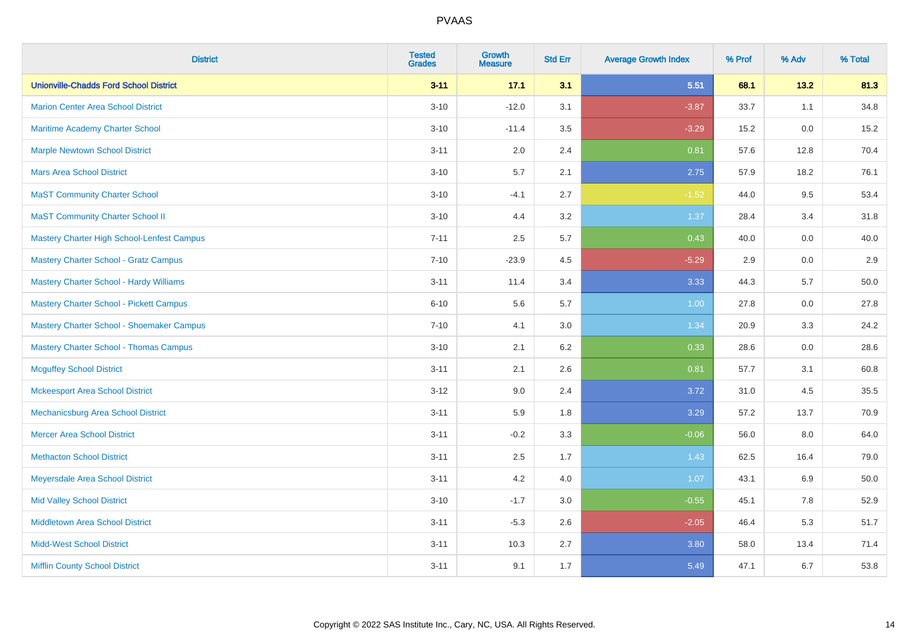| District | Tested Grades | Growth Measure | Std Err | Average Growth Index | % Prof | % Adv | % Total |
|---|---|---|---|---|---|---|---|
| **Unionville-Chadds Ford School District** | **3-11** | **17.1** | **3.1** | **5.51** | **68.1** | **13.2** | **81.3** |
| Marion Center Area School District | 3-10 | -12.0 | 3.1 | -3.87 | 33.7 | 1.1 | 34.8 |
| Maritime Academy Charter School | 3-10 | -11.4 | 3.5 | -3.29 | 15.2 | 0.0 | 15.2 |
| Marple Newtown School District | 3-11 | 2.0 | 2.4 | 0.81 | 57.6 | 12.8 | 70.4 |
| Mars Area School District | 3-10 | 5.7 | 2.1 | 2.75 | 57.9 | 18.2 | 76.1 |
| MaST Community Charter School | 3-10 | -4.1 | 2.7 | -1.52 | 44.0 | 9.5 | 53.4 |
| MaST Community Charter School II | 3-10 | 4.4 | 3.2 | 1.37 | 28.4 | 3.4 | 31.8 |
| Mastery Charter High School-Lenfest Campus | 7-11 | 2.5 | 5.7 | 0.43 | 40.0 | 0.0 | 40.0 |
| Mastery Charter School - Gratz Campus | 7-10 | -23.9 | 4.5 | -5.29 | 2.9 | 0.0 | 2.9 |
| Mastery Charter School - Hardy Williams | 3-11 | 11.4 | 3.4 | 3.33 | 44.3 | 5.7 | 50.0 |
| Mastery Charter School - Pickett Campus | 6-10 | 5.6 | 5.7 | 1.00 | 27.8 | 0.0 | 27.8 |
| Mastery Charter School - Shoemaker Campus | 7-10 | 4.1 | 3.0 | 1.34 | 20.9 | 3.3 | 24.2 |
| Mastery Charter School - Thomas Campus | 3-10 | 2.1 | 6.2 | 0.33 | 28.6 | 0.0 | 28.6 |
| Mcguffey School District | 3-11 | 2.1 | 2.6 | 0.81 | 57.7 | 3.1 | 60.8 |
| Mckeesport Area School District | 3-12 | 9.0 | 2.4 | 3.72 | 31.0 | 4.5 | 35.5 |
| Mechanicsburg Area School District | 3-11 | 5.9 | 1.8 | 3.29 | 57.2 | 13.7 | 70.9 |
| Mercer Area School District | 3-11 | -0.2 | 3.3 | -0.06 | 56.0 | 8.0 | 64.0 |
| Methacton School District | 3-11 | 2.5 | 1.7 | 1.43 | 62.5 | 16.4 | 79.0 |
| Meyersdale Area School District | 3-11 | 4.2 | 4.0 | 1.07 | 43.1 | 6.9 | 50.0 |
| Mid Valley School District | 3-10 | -1.7 | 3.0 | -0.55 | 45.1 | 7.8 | 52.9 |
| Middletown Area School District | 3-11 | -5.3 | 2.6 | -2.05 | 46.4 | 5.3 | 51.7 |
| Midd-West School District | 3-11 | 10.3 | 2.7 | 3.80 | 58.0 | 13.4 | 71.4 |
| Mifflin County School District | 3-11 | 9.1 | 1.7 | 5.49 | 47.1 | 6.7 | 53.8 |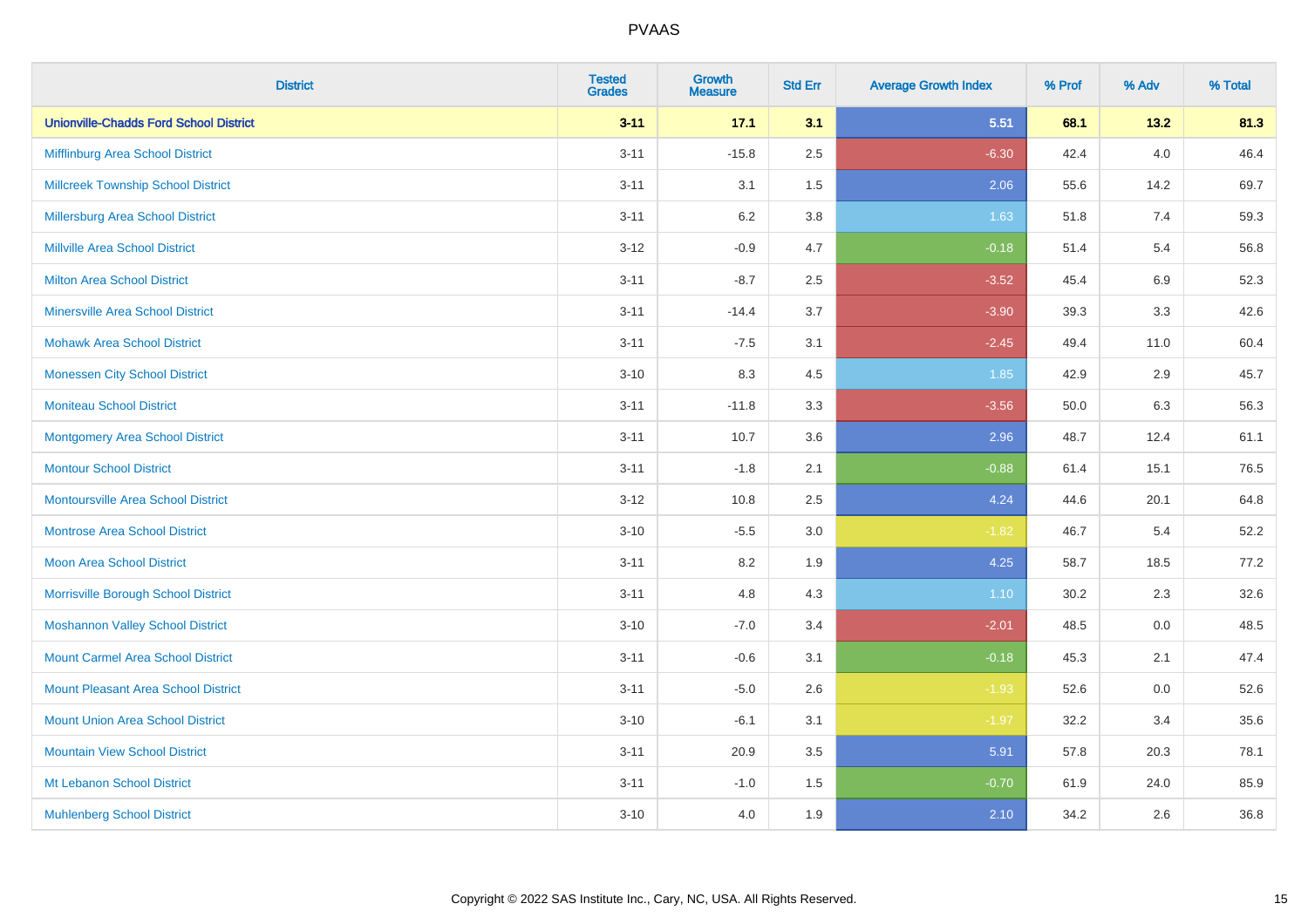PVAAS

| District | Tested Grades | Growth Measure | Std Err | Average Growth Index | % Prof | % Adv | % Total |
|---|---|---|---|---|---|---|---|
| **Unionville-Chadds Ford School District** | **3-11** | **17.1** | **3.1** | **5.51** | **68.1** | **13.2** | **81.3** |
| Mifflinburg Area School District | 3-11 | -15.8 | 2.5 | -6.30 | 42.4 | 4.0 | 46.4 |
| Millcreek Township School District | 3-11 | 3.1 | 1.5 | 2.06 | 55.6 | 14.2 | 69.7 |
| Millersburg Area School District | 3-11 | 6.2 | 3.8 | 1.63 | 51.8 | 7.4 | 59.3 |
| Millville Area School District | 3-12 | -0.9 | 4.7 | -0.18 | 51.4 | 5.4 | 56.8 |
| Milton Area School District | 3-11 | -8.7 | 2.5 | -3.52 | 45.4 | 6.9 | 52.3 |
| Minersville Area School District | 3-11 | -14.4 | 3.7 | -3.90 | 39.3 | 3.3 | 42.6 |
| Mohawk Area School District | 3-11 | -7.5 | 3.1 | -2.45 | 49.4 | 11.0 | 60.4 |
| Monessen City School District | 3-10 | 8.3 | 4.5 | 1.85 | 42.9 | 2.9 | 45.7 |
| Moniteau School District | 3-11 | -11.8 | 3.3 | -3.56 | 50.0 | 6.3 | 56.3 |
| Montgomery Area School District | 3-11 | 10.7 | 3.6 | 2.96 | 48.7 | 12.4 | 61.1 |
| Montour School District | 3-11 | -1.8 | 2.1 | -0.88 | 61.4 | 15.1 | 76.5 |
| Montoursville Area School District | 3-12 | 10.8 | 2.5 | 4.24 | 44.6 | 20.1 | 64.8 |
| Montrose Area School District | 3-10 | -5.5 | 3.0 | -1.82 | 46.7 | 5.4 | 52.2 |
| Moon Area School District | 3-11 | 8.2 | 1.9 | 4.25 | 58.7 | 18.5 | 77.2 |
| Morrisville Borough School District | 3-11 | 4.8 | 4.3 | 1.10 | 30.2 | 2.3 | 32.6 |
| Moshannon Valley School District | 3-10 | -7.0 | 3.4 | -2.01 | 48.5 | 0.0 | 48.5 |
| Mount Carmel Area School District | 3-11 | -0.6 | 3.1 | -0.18 | 45.3 | 2.1 | 47.4 |
| Mount Pleasant Area School District | 3-11 | -5.0 | 2.6 | -1.93 | 52.6 | 0.0 | 52.6 |
| Mount Union Area School District | 3-10 | -6.1 | 3.1 | -1.97 | 32.2 | 3.4 | 35.6 |
| Mountain View School District | 3-11 | 20.9 | 3.5 | 5.91 | 57.8 | 20.3 | 78.1 |
| Mt Lebanon School District | 3-11 | -1.0 | 1.5 | -0.70 | 61.9 | 24.0 | 85.9 |
| Muhlenberg School District | 3-10 | 4.0 | 1.9 | 2.10 | 34.2 | 2.6 | 36.8 |

Copyright © 2022 SAS Institute Inc., Cary, NC, USA. All Rights Reserved.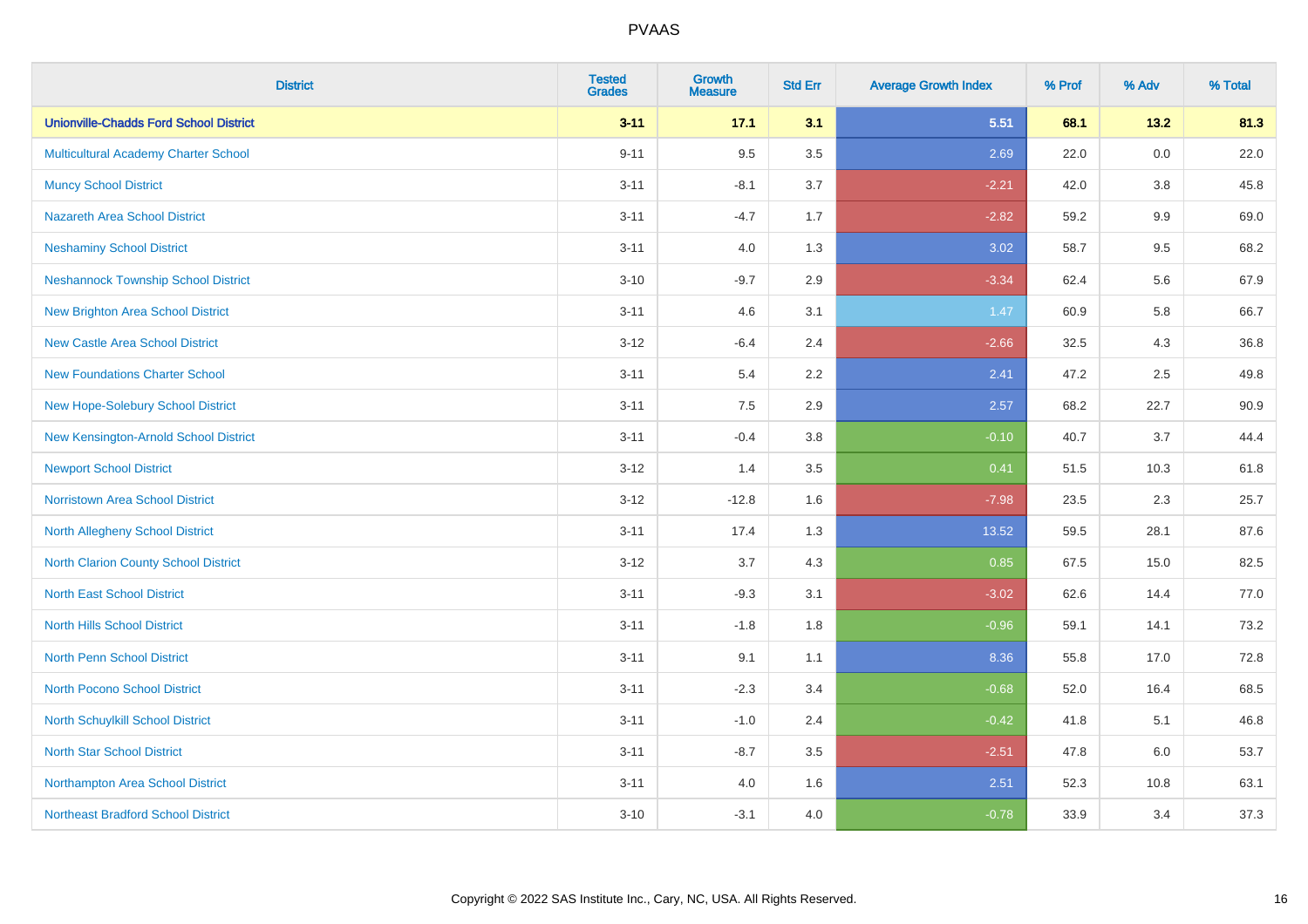# PVAAS

| District | Tested Grades | Growth Measure | Std Err | Average Growth Index | % Prof | % Adv | % Total |
|---|---|---|---|---|---|---|---|
| **Unionville-Chadds Ford School District** | **3-11** | **17.1** | **3.1** | **5.51** | **68.1** | **13.2** | **81.3** |
| Multicultural Academy Charter School | 9-11 | 9.5 | 3.5 | 2.69 | 22.0 | 0.0 | 22.0 |
| Muncy School District | 3-11 | -8.1 | 3.7 | -2.21 | 42.0 | 3.8 | 45.8 |
| Nazareth Area School District | 3-11 | -4.7 | 1.7 | -2.82 | 59.2 | 9.9 | 69.0 |
| Neshaminy School District | 3-11 | 4.0 | 1.3 | 3.02 | 58.7 | 9.5 | 68.2 |
| Neshannock Township School District | 3-10 | -9.7 | 2.9 | -3.34 | 62.4 | 5.6 | 67.9 |
| New Brighton Area School District | 3-11 | 4.6 | 3.1 | 1.47 | 60.9 | 5.8 | 66.7 |
| New Castle Area School District | 3-12 | -6.4 | 2.4 | -2.66 | 32.5 | 4.3 | 36.8 |
| New Foundations Charter School | 3-11 | 5.4 | 2.2 | 2.41 | 47.2 | 2.5 | 49.8 |
| New Hope-Solebury School District | 3-11 | 7.5 | 2.9 | 2.57 | 68.2 | 22.7 | 90.9 |
| New Kensington-Arnold School District | 3-11 | -0.4 | 3.8 | -0.10 | 40.7 | 3.7 | 44.4 |
| Newport School District | 3-12 | 1.4 | 3.5 | 0.41 | 51.5 | 10.3 | 61.8 |
| Norristown Area School District | 3-12 | -12.8 | 1.6 | -7.98 | 23.5 | 2.3 | 25.7 |
| North Allegheny School District | 3-11 | 17.4 | 1.3 | 13.52 | 59.5 | 28.1 | 87.6 |
| North Clarion County School District | 3-12 | 3.7 | 4.3 | 0.85 | 67.5 | 15.0 | 82.5 |
| North East School District | 3-11 | -9.3 | 3.1 | -3.02 | 62.6 | 14.4 | 77.0 |
| North Hills School District | 3-11 | -1.8 | 1.8 | -0.96 | 59.1 | 14.1 | 73.2 |
| North Penn School District | 3-11 | 9.1 | 1.1 | 8.36 | 55.8 | 17.0 | 72.8 |
| North Pocono School District | 3-11 | -2.3 | 3.4 | -0.68 | 52.0 | 16.4 | 68.5 |
| North Schuylkill School District | 3-11 | -1.0 | 2.4 | -0.42 | 41.8 | 5.1 | 46.8 |
| North Star School District | 3-11 | -8.7 | 3.5 | -2.51 | 47.8 | 6.0 | 53.7 |
| Northampton Area School District | 3-11 | 4.0 | 1.6 | 2.51 | 52.3 | 10.8 | 63.1 |
| Northeast Bradford School District | 3-10 | -3.1 | 4.0 | -0.78 | 33.9 | 3.4 | 37.3 |

Copyright © 2022 SAS Institute Inc., Cary, NC, USA. All Rights Reserved.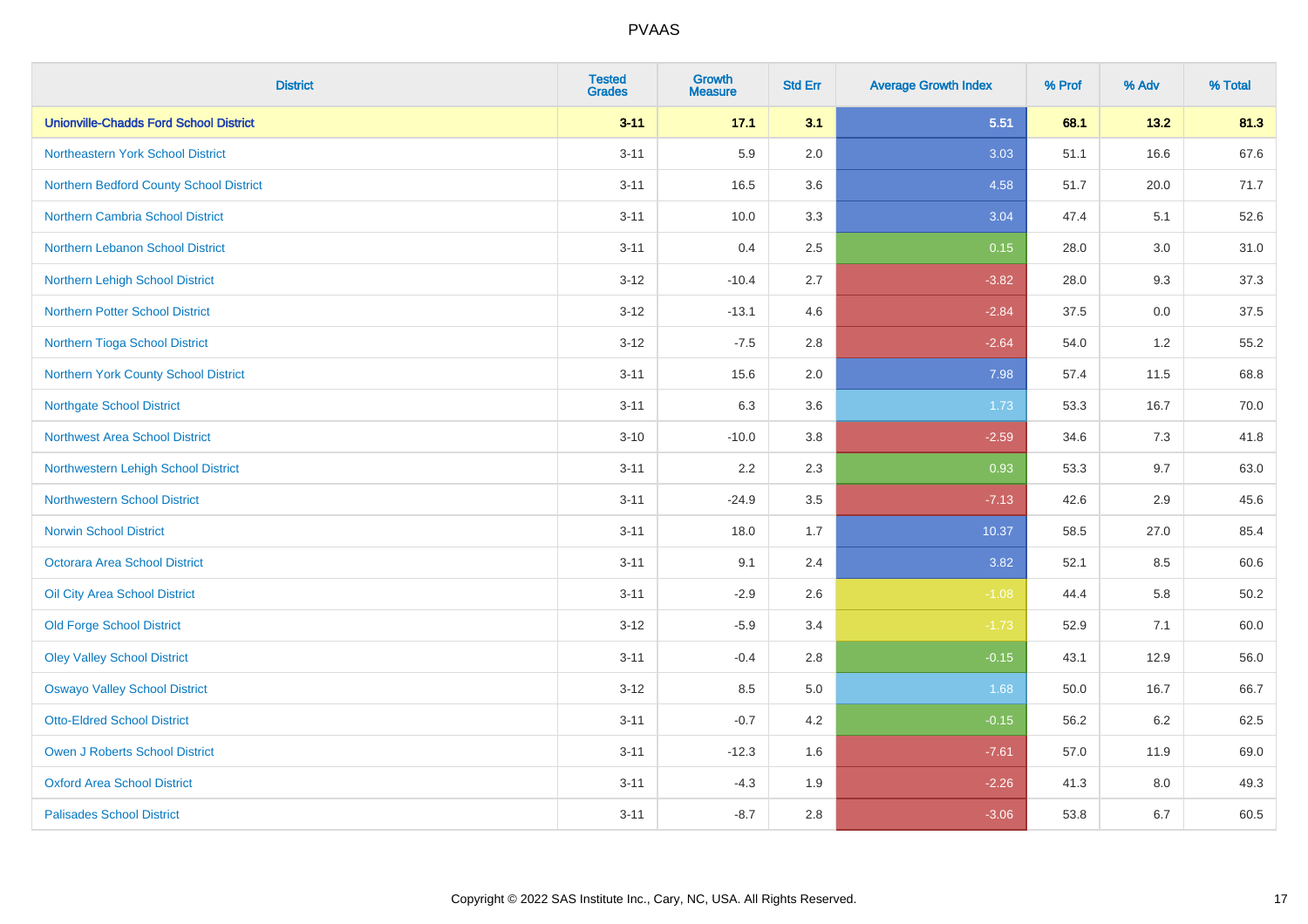| District | Tested Grades | Growth Measure | Std Err | Average Growth Index | % Prof | % Adv | % Total |
|---|---|---|---|---|---|---|---|
| **Unionville-Chadds Ford School District** | **3-11** | **17.1** | **3.1** | **5.51** | **68.1** | **13.2** | **81.3** |
| Northeastern York School District | 3-11 | 5.9 | 2.0 | 3.03 | 51.1 | 16.6 | 67.6 |
| Northern Bedford County School District | 3-11 | 16.5 | 3.6 | 4.58 | 51.7 | 20.0 | 71.7 |
| Northern Cambria School District | 3-11 | 10.0 | 3.3 | 3.04 | 47.4 | 5.1 | 52.6 |
| Northern Lebanon School District | 3-11 | 0.4 | 2.5 | 0.15 | 28.0 | 3.0 | 31.0 |
| Northern Lehigh School District | 3-12 | -10.4 | 2.7 | -3.82 | 28.0 | 9.3 | 37.3 |
| Northern Potter School District | 3-12 | -13.1 | 4.6 | -2.84 | 37.5 | 0.0 | 37.5 |
| Northern Tioga School District | 3-12 | -7.5 | 2.8 | -2.64 | 54.0 | 1.2 | 55.2 |
| Northern York County School District | 3-11 | 15.6 | 2.0 | 7.98 | 57.4 | 11.5 | 68.8 |
| Northgate School District | 3-11 | 6.3 | 3.6 | 1.73 | 53.3 | 16.7 | 70.0 |
| Northwest Area School District | 3-10 | -10.0 | 3.8 | -2.59 | 34.6 | 7.3 | 41.8 |
| Northwestern Lehigh School District | 3-11 | 2.2 | 2.3 | 0.93 | 53.3 | 9.7 | 63.0 |
| Northwestern School District | 3-11 | -24.9 | 3.5 | -7.13 | 42.6 | 2.9 | 45.6 |
| Norwin School District | 3-11 | 18.0 | 1.7 | 10.37 | 58.5 | 27.0 | 85.4 |
| Octorara Area School District | 3-11 | 9.1 | 2.4 | 3.82 | 52.1 | 8.5 | 60.6 |
| Oil City Area School District | 3-11 | -2.9 | 2.6 | -1.08 | 44.4 | 5.8 | 50.2 |
| Old Forge School District | 3-12 | -5.9 | 3.4 | -1.73 | 52.9 | 7.1 | 60.0 |
| Oley Valley School District | 3-11 | -0.4 | 2.8 | -0.15 | 43.1 | 12.9 | 56.0 |
| Oswayo Valley School District | 3-12 | 8.5 | 5.0 | 1.68 | 50.0 | 16.7 | 66.7 |
| Otto-Eldred School District | 3-11 | -0.7 | 4.2 | -0.15 | 56.2 | 6.2 | 62.5 |
| Owen J Roberts School District | 3-11 | -12.3 | 1.6 | -7.61 | 57.0 | 11.9 | 69.0 |
| Oxford Area School District | 3-11 | -4.3 | 1.9 | -2.26 | 41.3 | 8.0 | 49.3 |
| Palisades School District | 3-11 | -8.7 | 2.8 | -3.06 | 53.8 | 6.7 | 60.5 |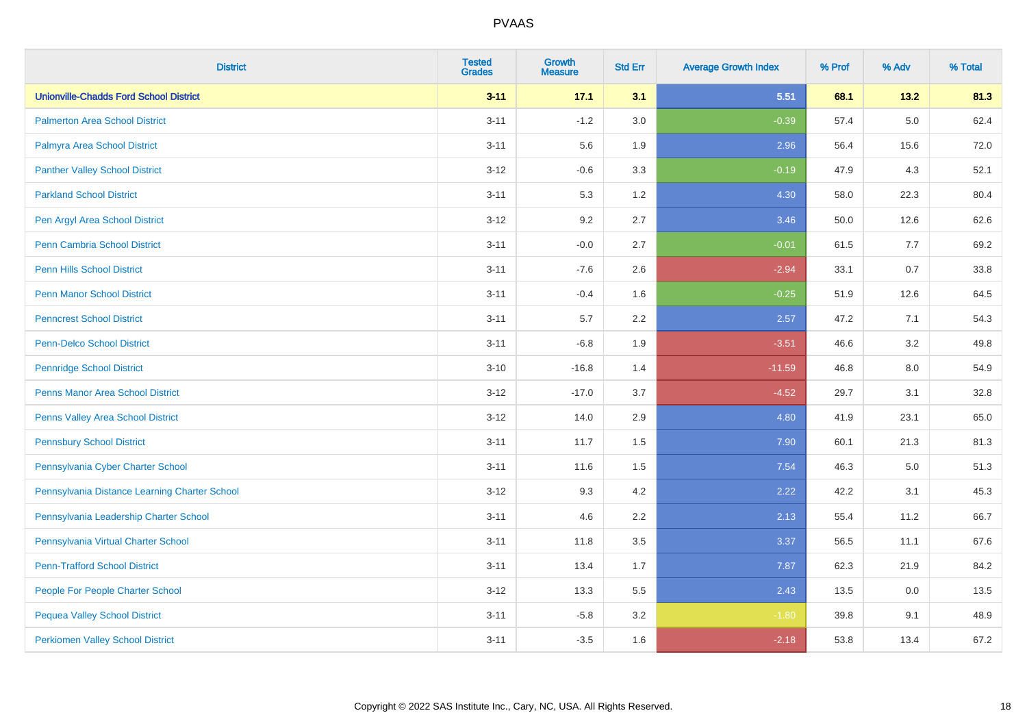# PVAAS

| District | Tested Grades | Growth Measure | Std Err | Average Growth Index | % Prof | % Adv | % Total |
|---|---|---|---|---|---|---|---|
| **Unionville-Chadds Ford School District** | **3-11** | **17.1** | **3.1** | **5.51** | **68.1** | **13.2** | **81.3** |
| Palmerton Area School District | 3-11 | -1.2 | 3.0 | -0.39 | 57.4 | 5.0 | 62.4 |
| Palmyra Area School District | 3-11 | 5.6 | 1.9 | 2.96 | 56.4 | 15.6 | 72.0 |
| Panther Valley School District | 3-12 | -0.6 | 3.3 | -0.19 | 47.9 | 4.3 | 52.1 |
| Parkland School District | 3-11 | 5.3 | 1.2 | 4.30 | 58.0 | 22.3 | 80.4 |
| Pen Argyl Area School District | 3-12 | 9.2 | 2.7 | 3.46 | 50.0 | 12.6 | 62.6 |
| Penn Cambria School District | 3-11 | -0.0 | 2.7 | -0.01 | 61.5 | 7.7 | 69.2 |
| Penn Hills School District | 3-11 | -7.6 | 2.6 | -2.94 | 33.1 | 0.7 | 33.8 |
| Penn Manor School District | 3-11 | -0.4 | 1.6 | -0.25 | 51.9 | 12.6 | 64.5 |
| Penncrest School District | 3-11 | 5.7 | 2.2 | 2.57 | 47.2 | 7.1 | 54.3 |
| Penn-Delco School District | 3-11 | -6.8 | 1.9 | -3.51 | 46.6 | 3.2 | 49.8 |
| Pennridge School District | 3-10 | -16.8 | 1.4 | -11.59 | 46.8 | 8.0 | 54.9 |
| Penns Manor Area School District | 3-12 | -17.0 | 3.7 | -4.52 | 29.7 | 3.1 | 32.8 |
| Penns Valley Area School District | 3-12 | 14.0 | 2.9 | 4.80 | 41.9 | 23.1 | 65.0 |
| Pennsbury School District | 3-11 | 11.7 | 1.5 | 7.90 | 60.1 | 21.3 | 81.3 |
| Pennsylvania Cyber Charter School | 3-11 | 11.6 | 1.5 | 7.54 | 46.3 | 5.0 | 51.3 |
| Pennsylvania Distance Learning Charter School | 3-12 | 9.3 | 4.2 | 2.22 | 42.2 | 3.1 | 45.3 |
| Pennsylvania Leadership Charter School | 3-11 | 4.6 | 2.2 | 2.13 | 55.4 | 11.2 | 66.7 |
| Pennsylvania Virtual Charter School | 3-11 | 11.8 | 3.5 | 3.37 | 56.5 | 11.1 | 67.6 |
| Penn-Trafford School District | 3-11 | 13.4 | 1.7 | 7.87 | 62.3 | 21.9 | 84.2 |
| People For People Charter School | 3-12 | 13.3 | 5.5 | 2.43 | 13.5 | 0.0 | 13.5 |
| Pequea Valley School District | 3-11 | -5.8 | 3.2 | -1.80 | 39.8 | 9.1 | 48.9 |
| Perkiomen Valley School District | 3-11 | -3.5 | 1.6 | -2.18 | 53.8 | 13.4 | 67.2 |

Copyright © 2022 SAS Institute Inc., Cary, NC, USA. All Rights Reserved.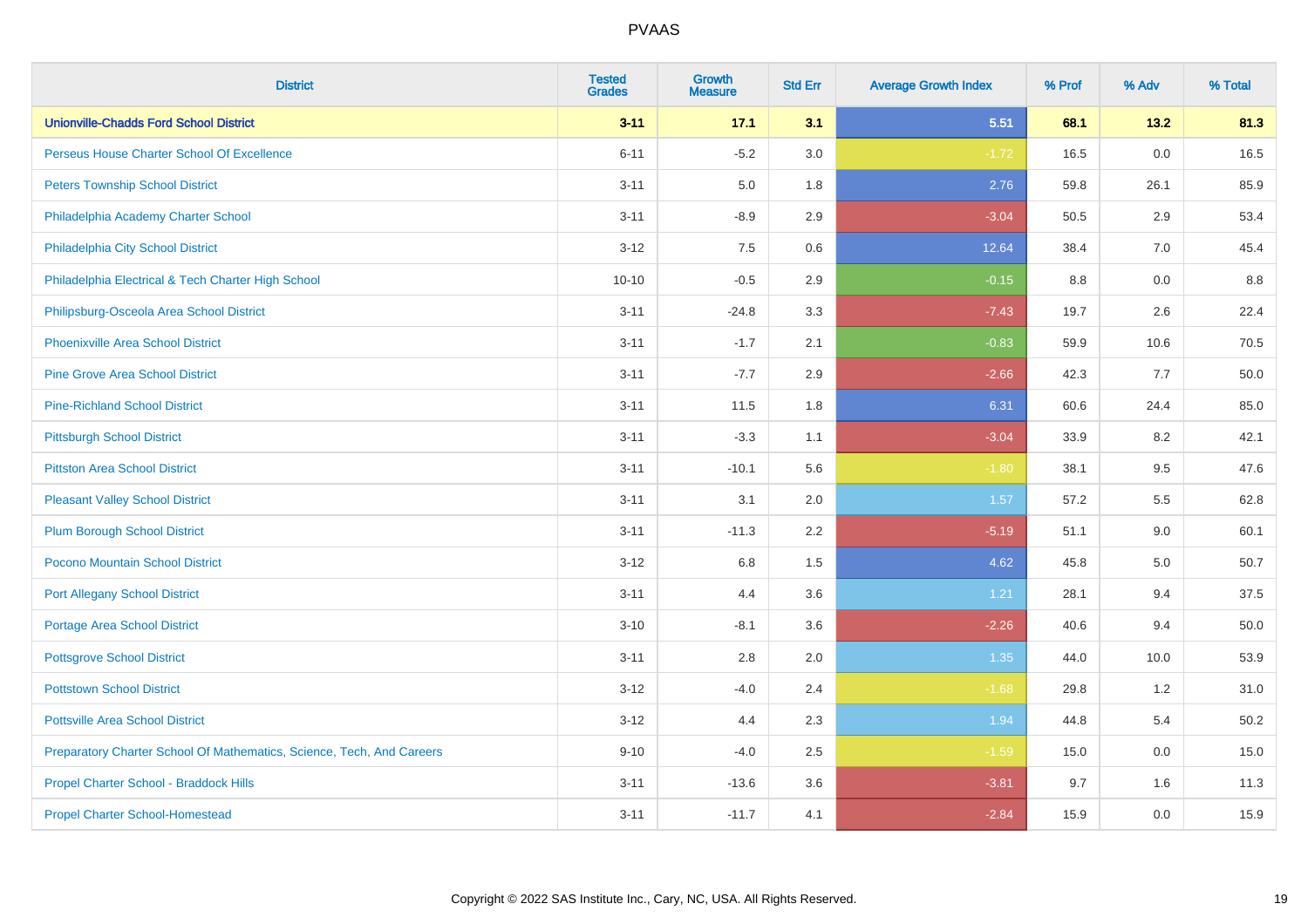# PVAAS

| District | Tested Grades | Growth Measure | Std Err | Average Growth Index | % Prof | % Adv | % Total |
|---|---|---|---|---|---|---|---|
| **Unionville-Chadds Ford School District** | **3-11** | **17.1** | **3.1** | **5.51** | **68.1** | **13.2** | **81.3** |
| Perseus House Charter School Of Excellence | 6-11 | -5.2 | 3.0 | -1.72 | 16.5 | 0.0 | 16.5 |
| Peters Township School District | 3-11 | 5.0 | 1.8 | 2.76 | 59.8 | 26.1 | 85.9 |
| Philadelphia Academy Charter School | 3-11 | -8.9 | 2.9 | -3.04 | 50.5 | 2.9 | 53.4 |
| Philadelphia City School District | 3-12 | 7.5 | 0.6 | 12.64 | 38.4 | 7.0 | 45.4 |
| Philadelphia Electrical & Tech Charter High School | 10-10 | -0.5 | 2.9 | -0.15 | 8.8 | 0.0 | 8.8 |
| Philipsburg-Osceola Area School District | 3-11 | -24.8 | 3.3 | -7.43 | 19.7 | 2.6 | 22.4 |
| Phoenixville Area School District | 3-11 | -1.7 | 2.1 | -0.83 | 59.9 | 10.6 | 70.5 |
| Pine Grove Area School District | 3-11 | -7.7 | 2.9 | -2.66 | 42.3 | 7.7 | 50.0 |
| Pine-Richland School District | 3-11 | 11.5 | 1.8 | 6.31 | 60.6 | 24.4 | 85.0 |
| Pittsburgh School District | 3-11 | -3.3 | 1.1 | -3.04 | 33.9 | 8.2 | 42.1 |
| Pittston Area School District | 3-11 | -10.1 | 5.6 | -1.80 | 38.1 | 9.5 | 47.6 |
| Pleasant Valley School District | 3-11 | 3.1 | 2.0 | 1.57 | 57.2 | 5.5 | 62.8 |
| Plum Borough School District | 3-11 | -11.3 | 2.2 | -5.19 | 51.1 | 9.0 | 60.1 |
| Pocono Mountain School District | 3-12 | 6.8 | 1.5 | 4.62 | 45.8 | 5.0 | 50.7 |
| Port Allegany School District | 3-11 | 4.4 | 3.6 | 1.21 | 28.1 | 9.4 | 37.5 |
| Portage Area School District | 3-10 | -8.1 | 3.6 | -2.26 | 40.6 | 9.4 | 50.0 |
| Pottsgrove School District | 3-11 | 2.8 | 2.0 | 1.35 | 44.0 | 10.0 | 53.9 |
| Pottstown School District | 3-12 | -4.0 | 2.4 | -1.68 | 29.8 | 1.2 | 31.0 |
| Pottsville Area School District | 3-12 | 4.4 | 2.3 | 1.94 | 44.8 | 5.4 | 50.2 |
| Preparatory Charter School Of Mathematics, Science, Tech, And Careers | 9-10 | -4.0 | 2.5 | -1.59 | 15.0 | 0.0 | 15.0 |
| Propel Charter School - Braddock Hills | 3-11 | -13.6 | 3.6 | -3.81 | 9.7 | 1.6 | 11.3 |
| Propel Charter School-Homestead | 3-11 | -11.7 | 4.1 | -2.84 | 15.9 | 0.0 | 15.9 |

Copyright © 2022 SAS Institute Inc., Cary, NC, USA. All Rights Reserved.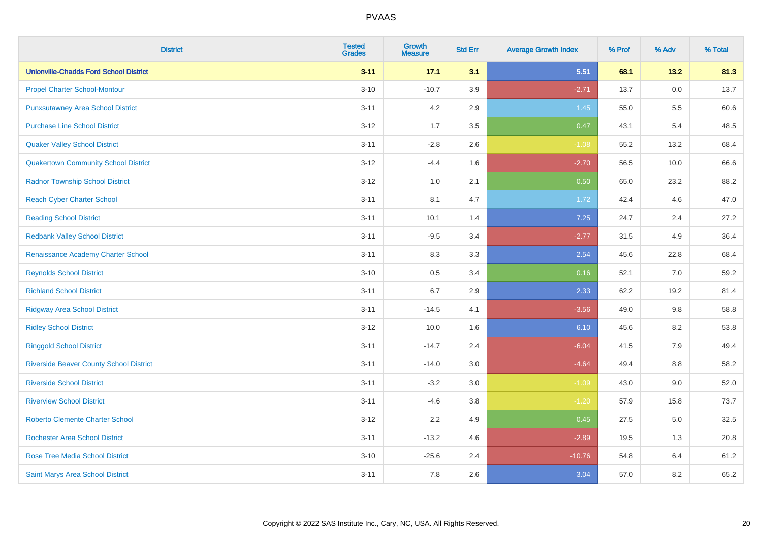# PVAAS

| District | Tested Grades | Growth Measure | Std Err | Average Growth Index | % Prof | % Adv | % Total |
|---|---|---|---|---|---|---|---|
| **Unionville-Chadds Ford School District** | **3-11** | **17.1** | **3.1** | **5.51** | **68.1** | **13.2** | **81.3** |
| Propel Charter School-Montour | 3-10 | -10.7 | 3.9 | -2.71 | 13.7 | 0.0 | 13.7 |
| Punxsutawney Area School District | 3-11 | 4.2 | 2.9 | 1.45 | 55.0 | 5.5 | 60.6 |
| Purchase Line School District | 3-12 | 1.7 | 3.5 | 0.47 | 43.1 | 5.4 | 48.5 |
| Quaker Valley School District | 3-11 | -2.8 | 2.6 | -1.08 | 55.2 | 13.2 | 68.4 |
| Quakertown Community School District | 3-12 | -4.4 | 1.6 | -2.70 | 56.5 | 10.0 | 66.6 |
| Radnor Township School District | 3-12 | 1.0 | 2.1 | 0.50 | 65.0 | 23.2 | 88.2 |
| Reach Cyber Charter School | 3-11 | 8.1 | 4.7 | 1.72 | 42.4 | 4.6 | 47.0 |
| Reading School District | 3-11 | 10.1 | 1.4 | 7.25 | 24.7 | 2.4 | 27.2 |
| Redbank Valley School District | 3-11 | -9.5 | 3.4 | -2.77 | 31.5 | 4.9 | 36.4 |
| Renaissance Academy Charter School | 3-11 | 8.3 | 3.3 | 2.54 | 45.6 | 22.8 | 68.4 |
| Reynolds School District | 3-10 | 0.5 | 3.4 | 0.16 | 52.1 | 7.0 | 59.2 |
| Richland School District | 3-11 | 6.7 | 2.9 | 2.33 | 62.2 | 19.2 | 81.4 |
| Ridgway Area School District | 3-11 | -14.5 | 4.1 | -3.56 | 49.0 | 9.8 | 58.8 |
| Ridley School District | 3-12 | 10.0 | 1.6 | 6.10 | 45.6 | 8.2 | 53.8 |
| Ringgold School District | 3-11 | -14.7 | 2.4 | -6.04 | 41.5 | 7.9 | 49.4 |
| Riverside Beaver County School District | 3-11 | -14.0 | 3.0 | -4.64 | 49.4 | 8.8 | 58.2 |
| Riverside School District | 3-11 | -3.2 | 3.0 | -1.09 | 43.0 | 9.0 | 52.0 |
| Riverview School District | 3-11 | -4.6 | 3.8 | -1.20 | 57.9 | 15.8 | 73.7 |
| Roberto Clemente Charter School | 3-12 | 2.2 | 4.9 | 0.45 | 27.5 | 5.0 | 32.5 |
| Rochester Area School District | 3-11 | -13.2 | 4.6 | -2.89 | 19.5 | 1.3 | 20.8 |
| Rose Tree Media School District | 3-10 | -25.6 | 2.4 | -10.76 | 54.8 | 6.4 | 61.2 |
| Saint Marys Area School District | 3-11 | 7.8 | 2.6 | 3.04 | 57.0 | 8.2 | 65.2 |

Copyright © 2022 SAS Institute Inc., Cary, NC, USA. All Rights Reserved.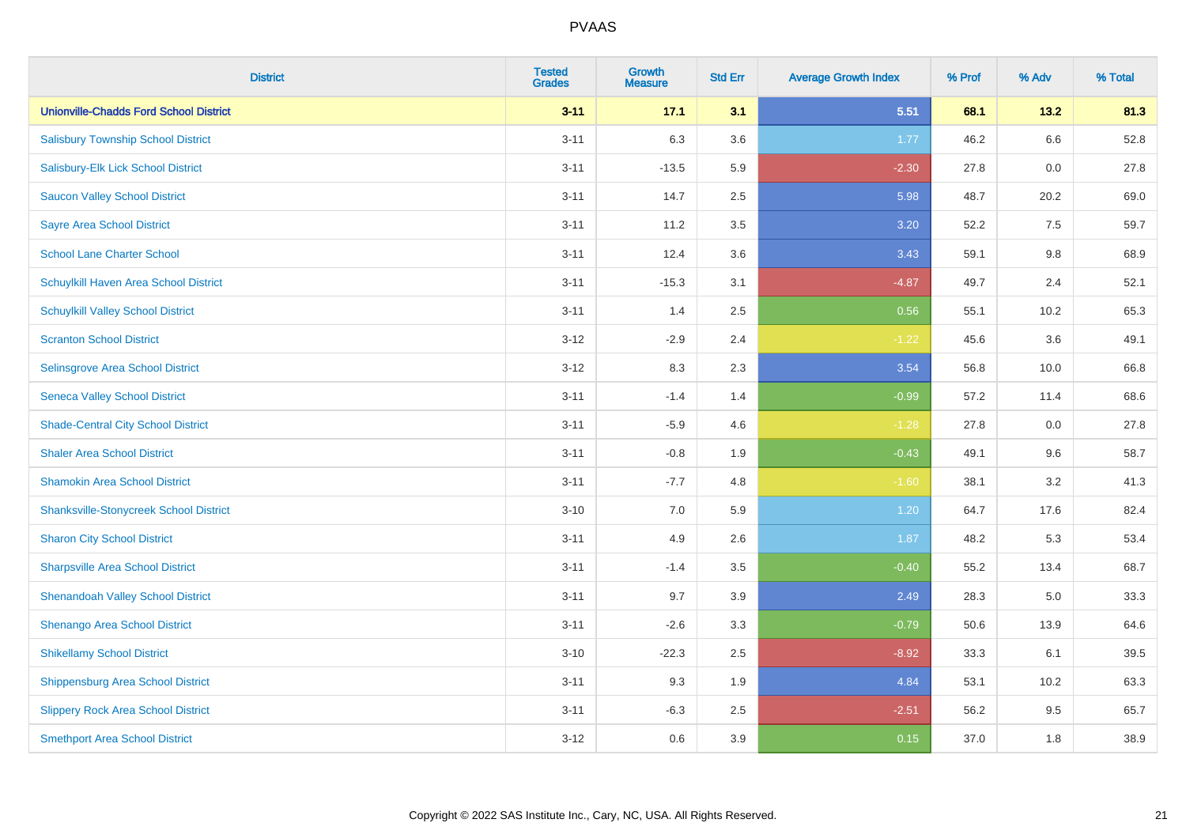# PVAAS

| District | Tested Grades | Growth Measure | Std Err | Average Growth Index | % Prof | % Adv | % Total |
|---|---|---|---|---|---|---|---|
| **Unionville-Chadds Ford School District** | **3-11** | **17.1** | **3.1** | **5.51** | **68.1** | **13.2** | **81.3** |
| Salisbury Township School District | 3-11 | 6.3 | 3.6 | 1.77 | 46.2 | 6.6 | 52.8 |
| Salisbury-Elk Lick School District | 3-11 | -13.5 | 5.9 | -2.30 | 27.8 | 0.0 | 27.8 |
| Saucon Valley School District | 3-11 | 14.7 | 2.5 | 5.98 | 48.7 | 20.2 | 69.0 |
| Sayre Area School District | 3-11 | 11.2 | 3.5 | 3.20 | 52.2 | 7.5 | 59.7 |
| School Lane Charter School | 3-11 | 12.4 | 3.6 | 3.43 | 59.1 | 9.8 | 68.9 |
| Schuylkill Haven Area School District | 3-11 | -15.3 | 3.1 | -4.87 | 49.7 | 2.4 | 52.1 |
| Schuylkill Valley School District | 3-11 | 1.4 | 2.5 | 0.56 | 55.1 | 10.2 | 65.3 |
| Scranton School District | 3-12 | -2.9 | 2.4 | -1.22 | 45.6 | 3.6 | 49.1 |
| Selinsgrove Area School District | 3-12 | 8.3 | 2.3 | 3.54 | 56.8 | 10.0 | 66.8 |
| Seneca Valley School District | 3-11 | -1.4 | 1.4 | -0.99 | 57.2 | 11.4 | 68.6 |
| Shade-Central City School District | 3-11 | -5.9 | 4.6 | -1.28 | 27.8 | 0.0 | 27.8 |
| Shaler Area School District | 3-11 | -0.8 | 1.9 | -0.43 | 49.1 | 9.6 | 58.7 |
| Shamokin Area School District | 3-11 | -7.7 | 4.8 | -1.60 | 38.1 | 3.2 | 41.3 |
| Shanksville-Stonycreek School District | 3-10 | 7.0 | 5.9 | 1.20 | 64.7 | 17.6 | 82.4 |
| Sharon City School District | 3-11 | 4.9 | 2.6 | 1.87 | 48.2 | 5.3 | 53.4 |
| Sharpsville Area School District | 3-11 | -1.4 | 3.5 | -0.40 | 55.2 | 13.4 | 68.7 |
| Shenandoah Valley School District | 3-11 | 9.7 | 3.9 | 2.49 | 28.3 | 5.0 | 33.3 |
| Shenango Area School District | 3-11 | -2.6 | 3.3 | -0.79 | 50.6 | 13.9 | 64.6 |
| Shikellamy School District | 3-10 | -22.3 | 2.5 | -8.92 | 33.3 | 6.1 | 39.5 |
| Shippensburg Area School District | 3-11 | 9.3 | 1.9 | 4.84 | 53.1 | 10.2 | 63.3 |
| Slippery Rock Area School District | 3-11 | -6.3 | 2.5 | -2.51 | 56.2 | 9.5 | 65.7 |
| Smethport Area School District | 3-12 | 0.6 | 3.9 | 0.15 | 37.0 | 1.8 | 38.9 |

Copyright © 2022 SAS Institute Inc., Cary, NC, USA. All Rights Reserved.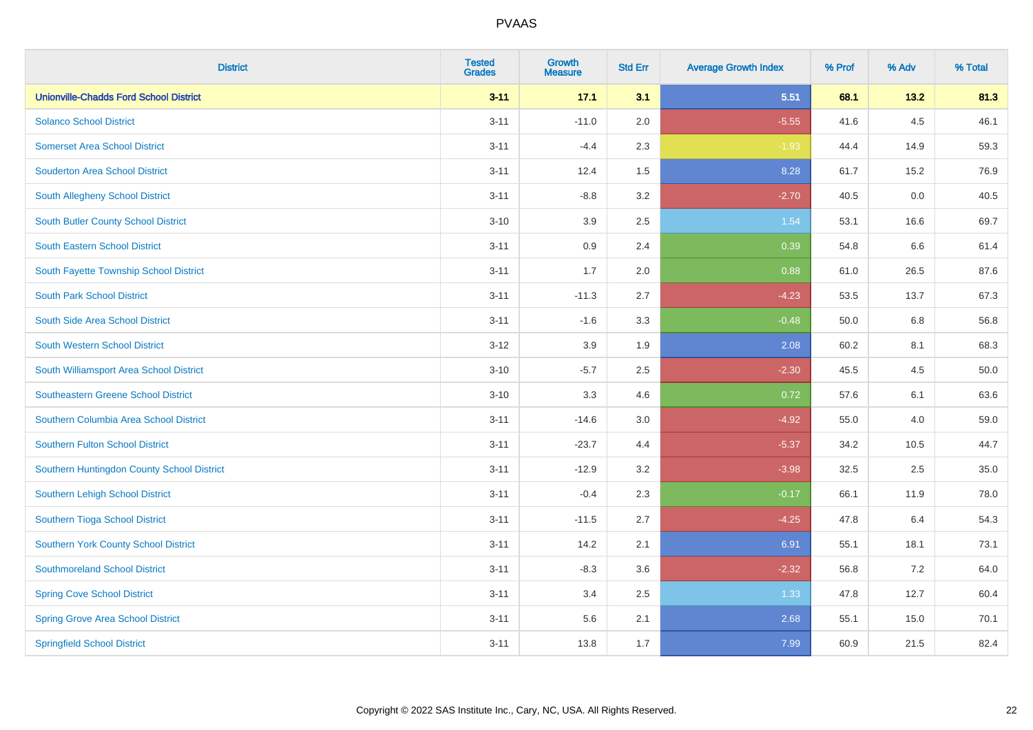| District | Tested Grades | Growth Measure | Std Err | Average Growth Index | % Prof | % Adv | % Total |
|---|---|---|---|---|---|---|---|
| **Unionville-Chadds Ford School District** | **3-11** | **17.1** | **3.1** | **5.51** | **68.1** | **13.2** | **81.3** |
| Solanco School District | 3-11 | -11.0 | 2.0 | -5.55 | 41.6 | 4.5 | 46.1 |
| Somerset Area School District | 3-11 | -4.4 | 2.3 | -1.93 | 44.4 | 14.9 | 59.3 |
| Souderton Area School District | 3-11 | 12.4 | 1.5 | 8.28 | 61.7 | 15.2 | 76.9 |
| South Allegheny School District | 3-11 | -8.8 | 3.2 | -2.70 | 40.5 | 0.0 | 40.5 |
| South Butler County School District | 3-10 | 3.9 | 2.5 | 1.54 | 53.1 | 16.6 | 69.7 |
| South Eastern School District | 3-11 | 0.9 | 2.4 | 0.39 | 54.8 | 6.6 | 61.4 |
| South Fayette Township School District | 3-11 | 1.7 | 2.0 | 0.88 | 61.0 | 26.5 | 87.6 |
| South Park School District | 3-11 | -11.3 | 2.7 | -4.23 | 53.5 | 13.7 | 67.3 |
| South Side Area School District | 3-11 | -1.6 | 3.3 | -0.48 | 50.0 | 6.8 | 56.8 |
| South Western School District | 3-12 | 3.9 | 1.9 | 2.08 | 60.2 | 8.1 | 68.3 |
| South Williamsport Area School District | 3-10 | -5.7 | 2.5 | -2.30 | 45.5 | 4.5 | 50.0 |
| Southeastern Greene School District | 3-10 | 3.3 | 4.6 | 0.72 | 57.6 | 6.1 | 63.6 |
| Southern Columbia Area School District | 3-11 | -14.6 | 3.0 | -4.92 | 55.0 | 4.0 | 59.0 |
| Southern Fulton School District | 3-11 | -23.7 | 4.4 | -5.37 | 34.2 | 10.5 | 44.7 |
| Southern Huntingdon County School District | 3-11 | -12.9 | 3.2 | -3.98 | 32.5 | 2.5 | 35.0 |
| Southern Lehigh School District | 3-11 | -0.4 | 2.3 | -0.17 | 66.1 | 11.9 | 78.0 |
| Southern Tioga School District | 3-11 | -11.5 | 2.7 | -4.25 | 47.8 | 6.4 | 54.3 |
| Southern York County School District | 3-11 | 14.2 | 2.1 | 6.91 | 55.1 | 18.1 | 73.1 |
| Southmoreland School District | 3-11 | -8.3 | 3.6 | -2.32 | 56.8 | 7.2 | 64.0 |
| Spring Cove School District | 3-11 | 3.4 | 2.5 | 1.33 | 47.8 | 12.7 | 60.4 |
| Spring Grove Area School District | 3-11 | 5.6 | 2.1 | 2.68 | 55.1 | 15.0 | 70.1 |
| Springfield School District | 3-11 | 13.8 | 1.7 | 7.99 | 60.9 | 21.5 | 82.4 |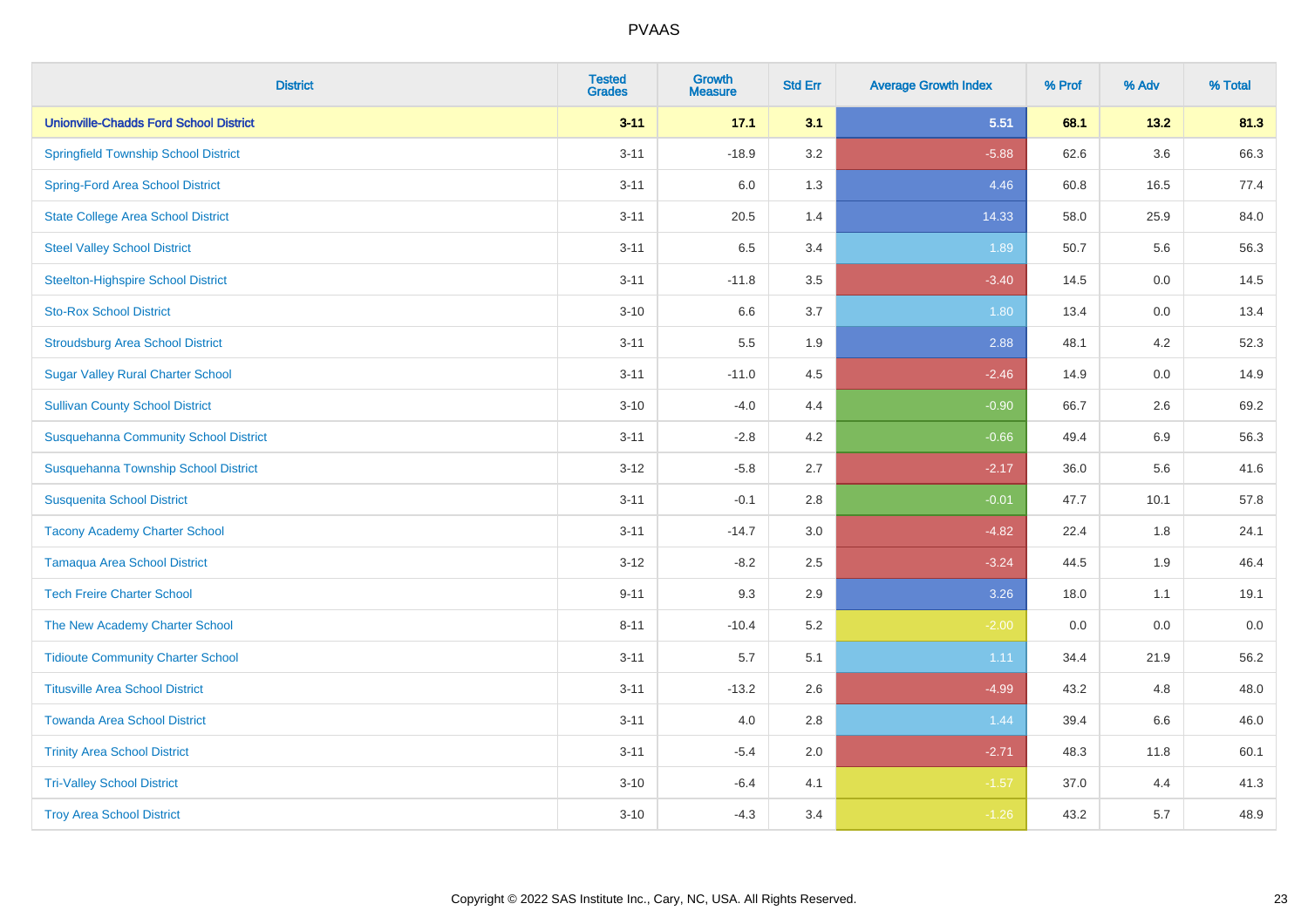| District | Tested Grades | Growth Measure | Std Err | Average Growth Index | % Prof | % Adv | % Total |
|---|---|---|---|---|---|---|---|
| **Unionville-Chadds Ford School District** | **3-11** | **17.1** | **3.1** | **5.51** | **68.1** | **13.2** | **81.3** |
| Springfield Township School District | 3-11 | -18.9 | 3.2 | -5.88 | 62.6 | 3.6 | 66.3 |
| Spring-Ford Area School District | 3-11 | 6.0 | 1.3 | 4.46 | 60.8 | 16.5 | 77.4 |
| State College Area School District | 3-11 | 20.5 | 1.4 | 14.33 | 58.0 | 25.9 | 84.0 |
| Steel Valley School District | 3-11 | 6.5 | 3.4 | 1.89 | 50.7 | 5.6 | 56.3 |
| Steelton-Highspire School District | 3-11 | -11.8 | 3.5 | -3.40 | 14.5 | 0.0 | 14.5 |
| Sto-Rox School District | 3-10 | 6.6 | 3.7 | 1.80 | 13.4 | 0.0 | 13.4 |
| Stroudsburg Area School District | 3-11 | 5.5 | 1.9 | 2.88 | 48.1 | 4.2 | 52.3 |
| Sugar Valley Rural Charter School | 3-11 | -11.0 | 4.5 | -2.46 | 14.9 | 0.0 | 14.9 |
| Sullivan County School District | 3-10 | -4.0 | 4.4 | -0.90 | 66.7 | 2.6 | 69.2 |
| Susquehanna Community School District | 3-11 | -2.8 | 4.2 | -0.66 | 49.4 | 6.9 | 56.3 |
| Susquehanna Township School District | 3-12 | -5.8 | 2.7 | -2.17 | 36.0 | 5.6 | 41.6 |
| Susquenita School District | 3-11 | -0.1 | 2.8 | -0.01 | 47.7 | 10.1 | 57.8 |
| Tacony Academy Charter School | 3-11 | -14.7 | 3.0 | -4.82 | 22.4 | 1.8 | 24.1 |
| Tamaqua Area School District | 3-12 | -8.2 | 2.5 | -3.24 | 44.5 | 1.9 | 46.4 |
| Tech Freire Charter School | 9-11 | 9.3 | 2.9 | 3.26 | 18.0 | 1.1 | 19.1 |
| The New Academy Charter School | 8-11 | -10.4 | 5.2 | -2.00 | 0.0 | 0.0 | 0.0 |
| Tidioute Community Charter School | 3-11 | 5.7 | 5.1 | 1.11 | 34.4 | 21.9 | 56.2 |
| Titusville Area School District | 3-11 | -13.2 | 2.6 | -4.99 | 43.2 | 4.8 | 48.0 |
| Towanda Area School District | 3-11 | 4.0 | 2.8 | 1.44 | 39.4 | 6.6 | 46.0 |
| Trinity Area School District | 3-11 | -5.4 | 2.0 | -2.71 | 48.3 | 11.8 | 60.1 |
| Tri-Valley School District | 3-10 | -6.4 | 4.1 | -1.57 | 37.0 | 4.4 | 41.3 |
| Troy Area School District | 3-10 | -4.3 | 3.4 | -1.26 | 43.2 | 5.7 | 48.9 |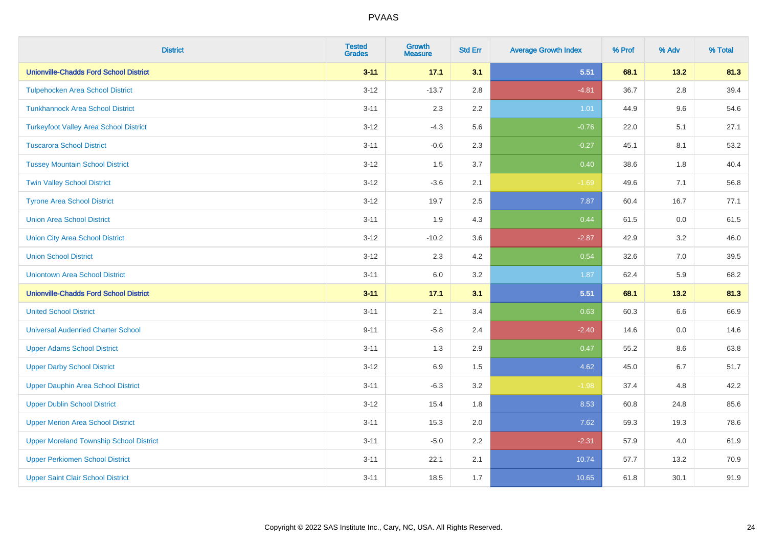PVAAS

| District | Tested Grades | Growth Measure | Std Err | Average Growth Index | % Prof | % Adv | % Total |
|---|---|---|---|---|---|---|---|
| **Unionville-Chadds Ford School District** | **3-11** | **17.1** | **3.1** | **5.51** | **68.1** | **13.2** | **81.3** |
| Tulpehocken Area School District | 3-12 | -13.7 | 2.8 | -4.81 | 36.7 | 2.8 | 39.4 |
| Tunkhannock Area School District | 3-11 | 2.3 | 2.2 | 1.01 | 44.9 | 9.6 | 54.6 |
| Turkeyfoot Valley Area School District | 3-12 | -4.3 | 5.6 | -0.76 | 22.0 | 5.1 | 27.1 |
| Tuscarora School District | 3-11 | -0.6 | 2.3 | -0.27 | 45.1 | 8.1 | 53.2 |
| Tussey Mountain School District | 3-12 | 1.5 | 3.7 | 0.40 | 38.6 | 1.8 | 40.4 |
| Twin Valley School District | 3-12 | -3.6 | 2.1 | -1.69 | 49.6 | 7.1 | 56.8 |
| Tyrone Area School District | 3-12 | 19.7 | 2.5 | 7.87 | 60.4 | 16.7 | 77.1 |
| Union Area School District | 3-11 | 1.9 | 4.3 | 0.44 | 61.5 | 0.0 | 61.5 |
| Union City Area School District | 3-12 | -10.2 | 3.6 | -2.87 | 42.9 | 3.2 | 46.0 |
| Union School District | 3-12 | 2.3 | 4.2 | 0.54 | 32.6 | 7.0 | 39.5 |
| Uniontown Area School District | 3-11 | 6.0 | 3.2 | 1.87 | 62.4 | 5.9 | 68.2 |
| **Unionville-Chadds Ford School District** | **3-11** | **17.1** | **3.1** | **5.51** | **68.1** | **13.2** | **81.3** |
| United School District | 3-11 | 2.1 | 3.4 | 0.63 | 60.3 | 6.6 | 66.9 |
| Universal Audenried Charter School | 9-11 | -5.8 | 2.4 | -2.40 | 14.6 | 0.0 | 14.6 |
| Upper Adams School District | 3-11 | 1.3 | 2.9 | 0.47 | 55.2 | 8.6 | 63.8 |
| Upper Darby School District | 3-12 | 6.9 | 1.5 | 4.62 | 45.0 | 6.7 | 51.7 |
| Upper Dauphin Area School District | 3-11 | -6.3 | 3.2 | -1.98 | 37.4 | 4.8 | 42.2 |
| Upper Dublin School District | 3-12 | 15.4 | 1.8 | 8.53 | 60.8 | 24.8 | 85.6 |
| Upper Merion Area School District | 3-11 | 15.3 | 2.0 | 7.62 | 59.3 | 19.3 | 78.6 |
| Upper Moreland Township School District | 3-11 | -5.0 | 2.2 | -2.31 | 57.9 | 4.0 | 61.9 |
| Upper Perkiomen School District | 3-11 | 22.1 | 2.1 | 10.74 | 57.7 | 13.2 | 70.9 |
| Upper Saint Clair School District | 3-11 | 18.5 | 1.7 | 10.65 | 61.8 | 30.1 | 91.9 |

Copyright © 2022 SAS Institute Inc., Cary, NC, USA. All Rights Reserved.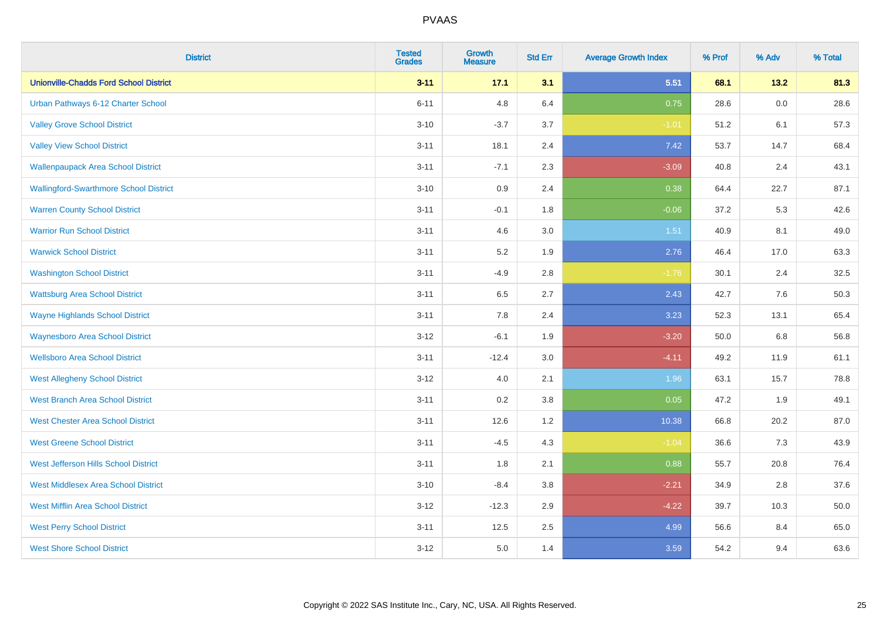| District | Tested Grades | Growth Measure | Std Err | Average Growth Index | % Prof | % Adv | % Total |
|---|---|---|---|---|---|---|---|
| **Unionville-Chadds Ford School District** | **3-11** | **17.1** | **3.1** | **5.51** | **68.1** | **13.2** | **81.3** |
| Urban Pathways 6-12 Charter School | 6-11 | 4.8 | 6.4 | 0.75 | 28.6 | 0.0 | 28.6 |
| Valley Grove School District | 3-10 | -3.7 | 3.7 | -1.01 | 51.2 | 6.1 | 57.3 |
| Valley View School District | 3-11 | 18.1 | 2.4 | 7.42 | 53.7 | 14.7 | 68.4 |
| Wallenpaupack Area School District | 3-11 | -7.1 | 2.3 | -3.09 | 40.8 | 2.4 | 43.1 |
| Wallingford-Swarthmore School District | 3-10 | 0.9 | 2.4 | 0.38 | 64.4 | 22.7 | 87.1 |
| Warren County School District | 3-11 | -0.1 | 1.8 | -0.06 | 37.2 | 5.3 | 42.6 |
| Warrior Run School District | 3-11 | 4.6 | 3.0 | 1.51 | 40.9 | 8.1 | 49.0 |
| Warwick School District | 3-11 | 5.2 | 1.9 | 2.76 | 46.4 | 17.0 | 63.3 |
| Washington School District | 3-11 | -4.9 | 2.8 | -1.76 | 30.1 | 2.4 | 32.5 |
| Wattsburg Area School District | 3-11 | 6.5 | 2.7 | 2.43 | 42.7 | 7.6 | 50.3 |
| Wayne Highlands School District | 3-11 | 7.8 | 2.4 | 3.23 | 52.3 | 13.1 | 65.4 |
| Waynesboro Area School District | 3-12 | -6.1 | 1.9 | -3.20 | 50.0 | 6.8 | 56.8 |
| Wellsboro Area School District | 3-11 | -12.4 | 3.0 | -4.11 | 49.2 | 11.9 | 61.1 |
| West Allegheny School District | 3-12 | 4.0 | 2.1 | 1.96 | 63.1 | 15.7 | 78.8 |
| West Branch Area School District | 3-11 | 0.2 | 3.8 | 0.05 | 47.2 | 1.9 | 49.1 |
| West Chester Area School District | 3-11 | 12.6 | 1.2 | 10.38 | 66.8 | 20.2 | 87.0 |
| West Greene School District | 3-11 | -4.5 | 4.3 | -1.04 | 36.6 | 7.3 | 43.9 |
| West Jefferson Hills School District | 3-11 | 1.8 | 2.1 | 0.88 | 55.7 | 20.8 | 76.4 |
| West Middlesex Area School District | 3-10 | -8.4 | 3.8 | -2.21 | 34.9 | 2.8 | 37.6 |
| West Mifflin Area School District | 3-12 | -12.3 | 2.9 | -4.22 | 39.7 | 10.3 | 50.0 |
| West Perry School District | 3-11 | 12.5 | 2.5 | 4.99 | 56.6 | 8.4 | 65.0 |
| West Shore School District | 3-12 | 5.0 | 1.4 | 3.59 | 54.2 | 9.4 | 63.6 |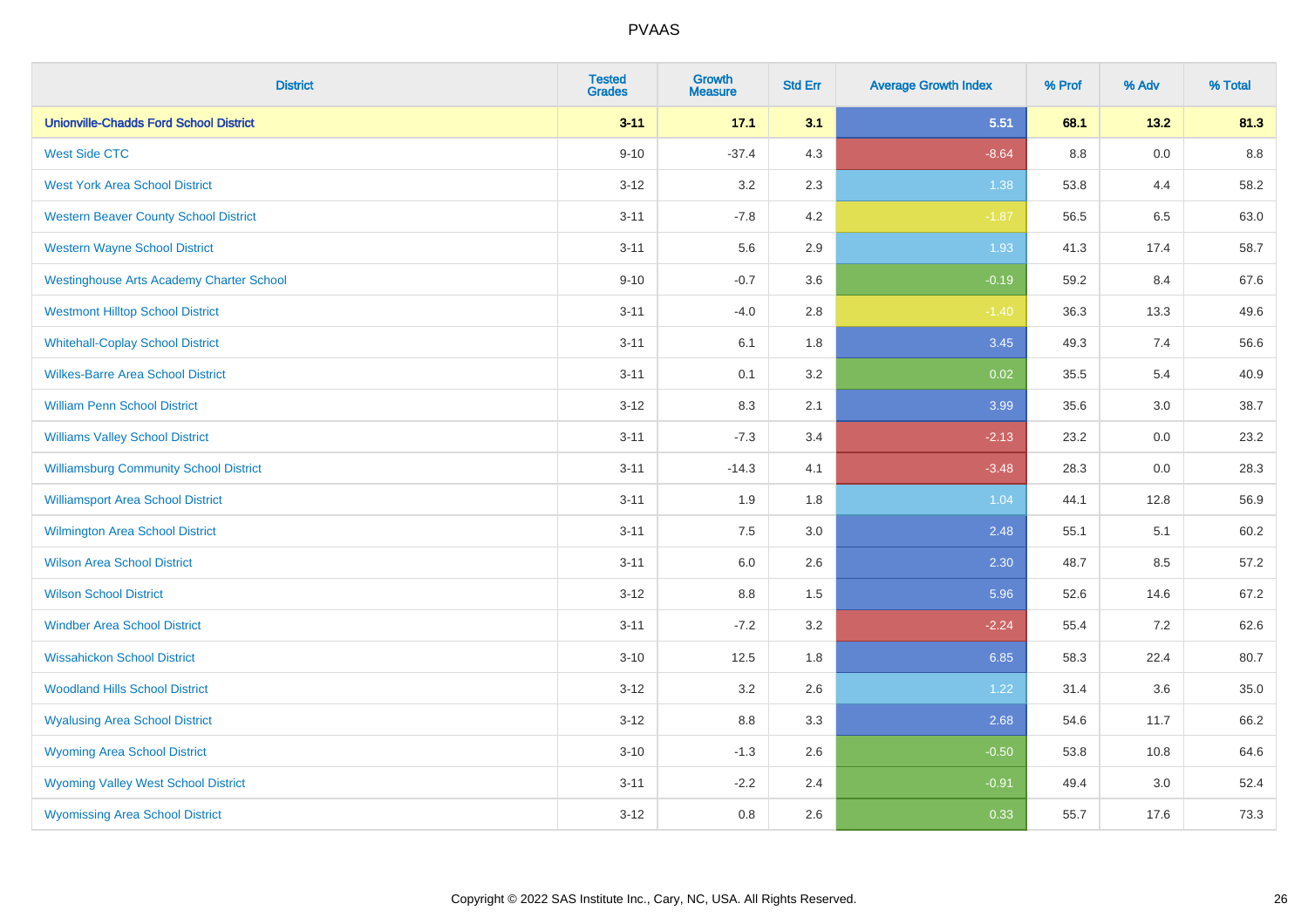| District | Tested Grades | Growth Measure | Std Err | Average Growth Index | % Prof | % Adv | % Total |
|---|---|---|---|---|---|---|---|
| **Unionville-Chadds Ford School District** | **3-11** | **17.1** | **3.1** | **5.51** | **68.1** | **13.2** | **81.3** |
| West Side CTC | 9-10 | -37.4 | 4.3 | -8.64 | 8.8 | 0.0 | 8.8 |
| West York Area School District | 3-12 | 3.2 | 2.3 | 1.38 | 53.8 | 4.4 | 58.2 |
| Western Beaver County School District | 3-11 | -7.8 | 4.2 | -1.87 | 56.5 | 6.5 | 63.0 |
| Western Wayne School District | 3-11 | 5.6 | 2.9 | 1.93 | 41.3 | 17.4 | 58.7 |
| Westinghouse Arts Academy Charter School | 9-10 | -0.7 | 3.6 | -0.19 | 59.2 | 8.4 | 67.6 |
| Westmont Hilltop School District | 3-11 | -4.0 | 2.8 | -1.40 | 36.3 | 13.3 | 49.6 |
| Whitehall-Coplay School District | 3-11 | 6.1 | 1.8 | 3.45 | 49.3 | 7.4 | 56.6 |
| Wilkes-Barre Area School District | 3-11 | 0.1 | 3.2 | 0.02 | 35.5 | 5.4 | 40.9 |
| William Penn School District | 3-12 | 8.3 | 2.1 | 3.99 | 35.6 | 3.0 | 38.7 |
| Williams Valley School District | 3-11 | -7.3 | 3.4 | -2.13 | 23.2 | 0.0 | 23.2 |
| Williamsburg Community School District | 3-11 | -14.3 | 4.1 | -3.48 | 28.3 | 0.0 | 28.3 |
| Williamsport Area School District | 3-11 | 1.9 | 1.8 | 1.04 | 44.1 | 12.8 | 56.9 |
| Wilmington Area School District | 3-11 | 7.5 | 3.0 | 2.48 | 55.1 | 5.1 | 60.2 |
| Wilson Area School District | 3-11 | 6.0 | 2.6 | 2.30 | 48.7 | 8.5 | 57.2 |
| Wilson School District | 3-12 | 8.8 | 1.5 | 5.96 | 52.6 | 14.6 | 67.2 |
| Windber Area School District | 3-11 | -7.2 | 3.2 | -2.24 | 55.4 | 7.2 | 62.6 |
| Wissahickon School District | 3-10 | 12.5 | 1.8 | 6.85 | 58.3 | 22.4 | 80.7 |
| Woodland Hills School District | 3-12 | 3.2 | 2.6 | 1.22 | 31.4 | 3.6 | 35.0 |
| Wyalusing Area School District | 3-12 | 8.8 | 3.3 | 2.68 | 54.6 | 11.7 | 66.2 |
| Wyoming Area School District | 3-10 | -1.3 | 2.6 | -0.50 | 53.8 | 10.8 | 64.6 |
| Wyoming Valley West School District | 3-11 | -2.2 | 2.4 | -0.91 | 49.4 | 3.0 | 52.4 |
| Wyomissing Area School District | 3-12 | 0.8 | 2.6 | 0.33 | 55.7 | 17.6 | 73.3 |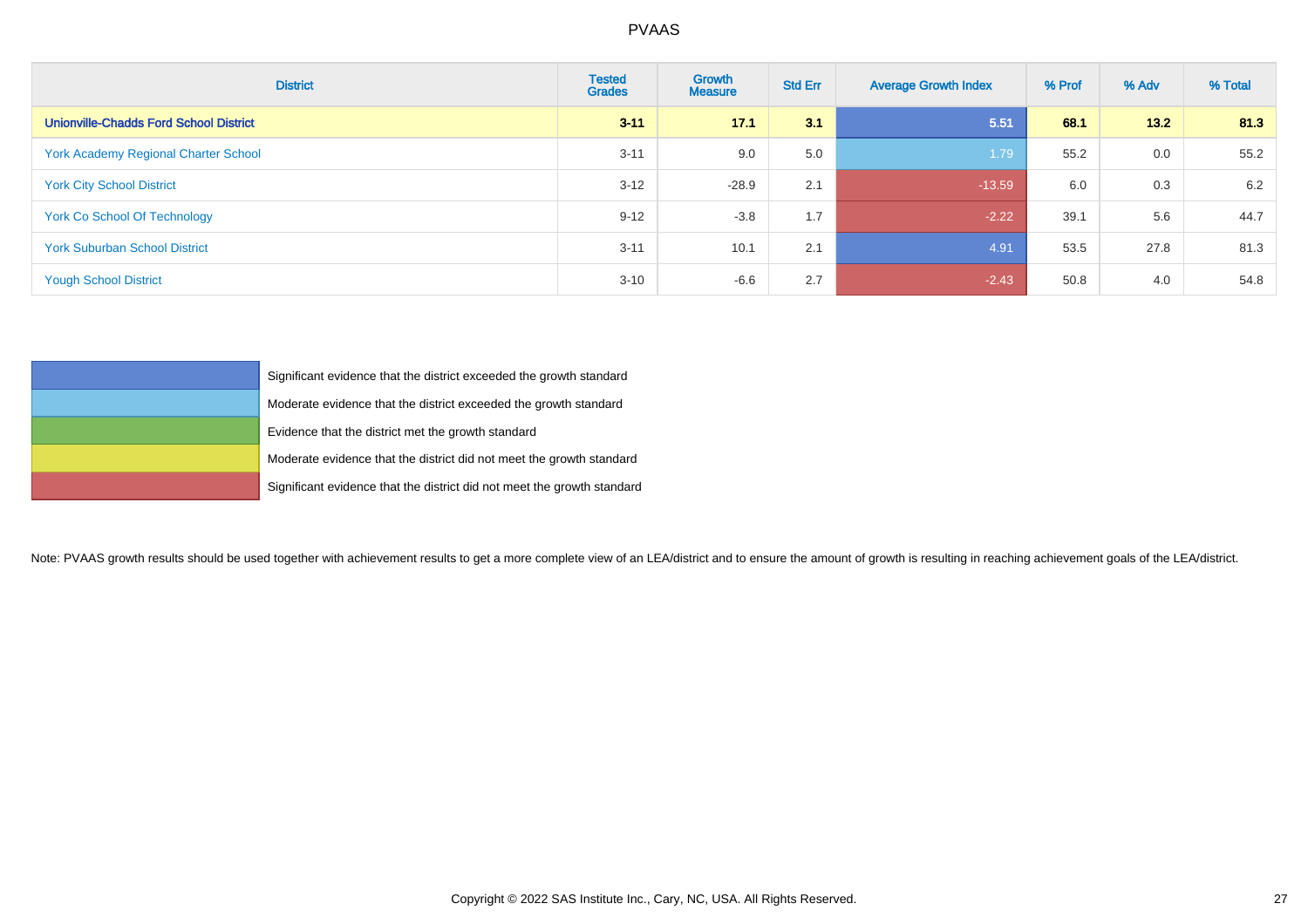# PVAAS

| District | Tested Grades | Growth Measure | Std Err | Average Growth Index | % Prof | % Adv | % Total |
|---|---|---|---|---|---|---|---|
| **Unionville-Chadds Ford School District** | **3-11** | **17.1** | **3.1** | **5.51** | **68.1** | **13.2** | **81.3** |
| York Academy Regional Charter School | 3-11 | 9.0 | 5.0 | 1.79 | 55.2 | 0.0 | 55.2 |
| York City School District | 3-12 | -28.9 | 2.1 | -13.59 | 6.0 | 0.3 | 6.2 |
| York Co School Of Technology | 9-12 | -3.8 | 1.7 | -2.22 | 39.1 | 5.6 | 44.7 |
| York Suburban School District | 3-11 | 10.1 | 2.1 | 4.91 | 53.5 | 27.8 | 81.3 |
| Yough School District | 3-10 | -6.6 | 2.7 | -2.43 | 50.8 | 4.0 | 54.8 |

Significant evidence that the district exceeded the growth standard

Moderate evidence that the district exceeded the growth standard

Evidence that the district met the growth standard

Moderate evidence that the district did not meet the growth standard

Significant evidence that the district did not meet the growth standard

Note: PVAAS growth results should be used together with achievement results to get a more complete view of an LEA/district and to ensure the amount of growth is resulting in reaching achievement goals of the LEA/district.

Copyright © 2022 SAS Institute Inc., Cary, NC, USA. All Rights Reserved.